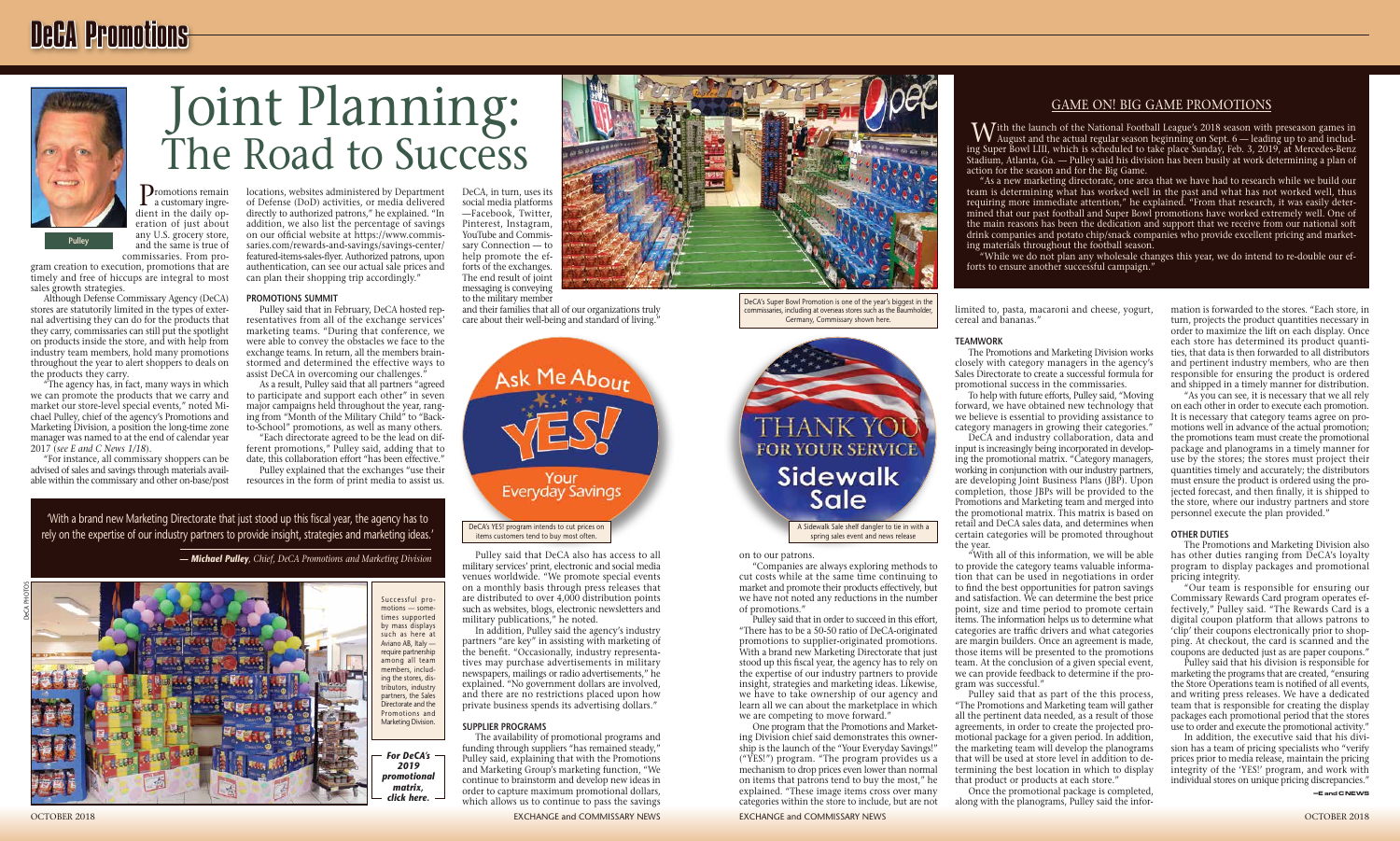# Joint Planning: The Road to Success

Pulley

Promotions remain a customary ingredient in the daily operation of just about any U.S. grocery store, and the same is true of commissaries. From program creation to execution, promotions that are timely and free of hiccups are integral to most sales growth strategies.

Although Defense Commissary Agency (DeCA) stores are statutorily limited in the types of external advertising they can do for the products that they carry, commissaries can still put the spotlight on products inside the store, and with help from industry team members, hold many promotions throughout the year to alert shoppers to deals on the products they carry.

"The agency has, in fact, many ways in which we can promote the products that we carry and market our store-level special events," noted Michael Pulley, chief of the agency's Promotions and Marketing Division, a position the long-time zone manager was named to at the end of calendar year 2017 (*see E and C News 1/18*).

"For instance, all commissary shoppers can be advised of sales and savings through materials available within the commissary and other on-base/post locations, websites administered by Department of Defense (DoD) activities, or media delivered directly to authorized patrons," he explained. "In addition, we also list the percentage of savings on our official website at https://www.commissaries.com/rewards-and-savings/savings-center/featured-items-sales-flyer. Authorized patrons, upon authentication, can see our actual sale prices and can plan their shopping trip accordingly."

### PROMOTIONS SUMMIT

Pulley said that in February, DeCA hosted representatives from all of the exchange services' marketing teams. "During that conference, we were able to convey the obstacles we face to the exchange teams. In return, all the members brainstormed and determined the effective ways to assist DeCA in overcoming our challenges."

As a result, Pulley said that all partners "agreed to participate and support each other" in seven major campaigns held throughout the year, ranging from "Month of the Military Child" to "Back-to-School" promotions, as well as many others.

"Each directorate agreed to be the lead on different promotions," Pulley said, adding that to date, this collaboration effort "has been effective."

Pulley explained that the exchanges "use their resources in the form of print media to assist us. DeCA, in turn, uses its social media platforms —Facebook, Twitter, Pinterest, Instagram, YouTube and Commissary Connection — to help promote the efforts of the exchanges. The end result of joint messaging is conveying to the military member and their families that all of our organizations truly care about their well-being and standard of living."

> 'With a brand new Marketing Directorate that just stood up this fiscal year, the agency has to rely on the expertise of our industry partners to provide insight, strategies and marketing ideas.'
>
> — ***Michael Pulley**, Chief, DeCA Promotions and Marketing Division*

DeCA's YES! program intends to cut prices on items customers tend to buy most often.

Successful promotions — sometimes supported by mass displays such as here at Aviano AB, Italy — require partnership among all team members, including the stores, distributors, industry partners, the Sales Directorate and the Promotions and Marketing Division.

DeCA PHOTOS

***For DeCA's 2019 promotional matrix, click here.***

Pulley said that DeCA also has access to all military services' print, electronic and social media venues worldwide. "We promote special events on a monthly basis through press releases that are distributed to over 4,000 distribution points such as websites, blogs, electronic newsletters and military publications," he noted.

In addition, Pulley said the agency's industry partners "are key" in assisting with marketing of the benefit. "Occasionally, industry representatives may purchase advertisements in military newspapers, mailings or radio advertisements," he explained. "No government dollars are involved, and there are no restrictions placed upon how private business spends its advertising dollars."

### SUPPLIER PROGRAMS

The availability of promotional programs and funding through suppliers "has remained steady," Pulley said, explaining that with the Promotions and Marketing Group's marketing function, "We continue to brainstorm and develop new ideas in order to capture maximum promotional dollars, which allows us to continue to pass the savings on to our patrons.

DeCA's Super Bowl Promotion is one of the year's biggest in the commissaries, including at overseas stores such as the Baumholder, Germany, Commissary shown here.

A Sidewalk Sale shelf dangler to tie in with a spring sales event and news release

"Companies are always exploring methods to cut costs while at the same time continuing to market and promote their products effectively, but we have not noted any reductions in the number of promotions."

Pulley said that in order to succeed in this effort, "There has to be a 50-50 ratio of DeCA-originated promotions to supplier-originated promotions. With a brand new Marketing Directorate that just stood up this fiscal year, the agency has to rely on the expertise of our industry partners to provide insight, strategies and marketing ideas. Likewise, we have to take ownership of our agency and learn all we can about the marketplace in which we are competing to move forward."

One program that the Promotions and Marketing Division chief said demonstrates this ownership is the launch of the "Your Everyday Savings!" ("YES!") program. "The program provides us a mechanism to drop prices even lower than normal on items that patrons tend to buy the most," he explained. "These image items cross over many categories within the store to include, but are not limited to, pasta, macaroni and cheese, yogurt, cereal and bananas."

### TEAMWORK

The Promotions and Marketing Division works closely with category managers in the agency's Sales Directorate to create a successful formula for promotional success in the commissaries.

To help with future efforts, Pulley said, "Moving forward, we have obtained new technology that we believe is essential to providing assistance to category managers in growing their categories."

DeCA and industry collaboration, data and input is increasingly being incorporated in developing the promotional matrix. "Category managers, working in conjunction with our industry partners, are developing Joint Business Plans (JBP). Upon completion, those JBPs will be provided to the Promotions and Marketing team and merged into the promotional matrix. This matrix is based on retail and DeCA sales data, and determines when certain categories will be promoted throughout the year.

"With all of this information, we will be able to provide the category teams valuable information that can be used in negotiations in order to find the best opportunities for patron savings and satisfaction. We can determine the best price point, size and time period to promote certain items. The information helps us to determine what categories are traffic drivers and what categories are margin builders. Once an agreement is made, those items will be presented to the promotions team. At the conclusion of a given special event, we can provide feedback to determine if the program was successful."

Pulley said that as part of the this process, "The Promotions and Marketing team will gather all the pertinent data needed, as a result of those agreements, in order to create the projected promotional package for a given period. In addition, the marketing team will develop the planograms that will be used at store level in addition to determining the best location in which to display that product or products at each store."

Once the promotional package is completed, along with the planograms, Pulley said the information is forwarded to the stores. "Each store, in turn, projects the product quantities necessary in order to maximize the lift on each display. Once each store has determined its product quantities, that data is then forwarded to all distributors and pertinent industry members, who are then responsible for ensuring the product is ordered and shipped in a timely manner for distribution.

"As you can see, it is necessary that we all rely on each other in order to execute each promotion. It is necessary that category teams agree on promotions well in advance of the actual promotion; the promotions team must create the promotional package and planograms in a timely manner for use by the stores; the stores must project their quantities timely and accurately; the distributors must ensure the product is ordered using the projected forecast, and then finally, it is shipped to the store, where our industry partners and store personnel execute the plan provided."

### OTHER DUTIES

The Promotions and Marketing Division also has other duties ranging from DeCA's loyalty program to display packages and promotional pricing integrity.

"Our team is responsible for ensuring our Commissary Rewards Card program operates effectively," Pulley said. "The Rewards Card is a digital coupon platform that allows patrons to 'clip' their coupons electronically prior to shopping. At checkout, the card is scanned and the coupons are deducted just as are paper coupons."

Pulley said that his division is responsible for marketing the programs that are created, "ensuring the Store Operations team is notified of all events, and writing press releases. We have a dedicated team that is responsible for creating the display packages each promotional period that the stores use to order and execute the promotional activity."

In addition, the executive said that his division has a team of pricing specialists who "verify prices prior to media release, maintain the pricing integrity of the 'YES!' program, and work with individual stores on unique pricing discrepancies."

—E and C NEWS

## GAME ON! BIG GAME PROMOTIONS

With the launch of the National Football League's 2018 season with preseason games in August and the actual regular season beginning on Sept. 6 — leading up to and including Super Bowl LIII, which is scheduled to take place Sunday, Feb. 3, 2019, at Mercedes-Benz Stadium, Atlanta, Ga. — Pulley said his division has been busily at work determining a plan of action for the season and for the Big Game.

"As a new marketing directorate, one area that we have had to research while we build our team is determining what has worked well in the past and what has not worked well, thus requiring more immediate attention," he explained. "From that research, it was easily determined that our past football and Super Bowl promotions have worked extremely well. One of the main reasons has been the dedication and support that we receive from our national soft drink companies and potato chip/snack companies who provide excellent pricing and marketing materials throughout the football season.

"While we do not plan any wholesale changes this year, we do intend to re-double our efforts to ensure another successful campaign."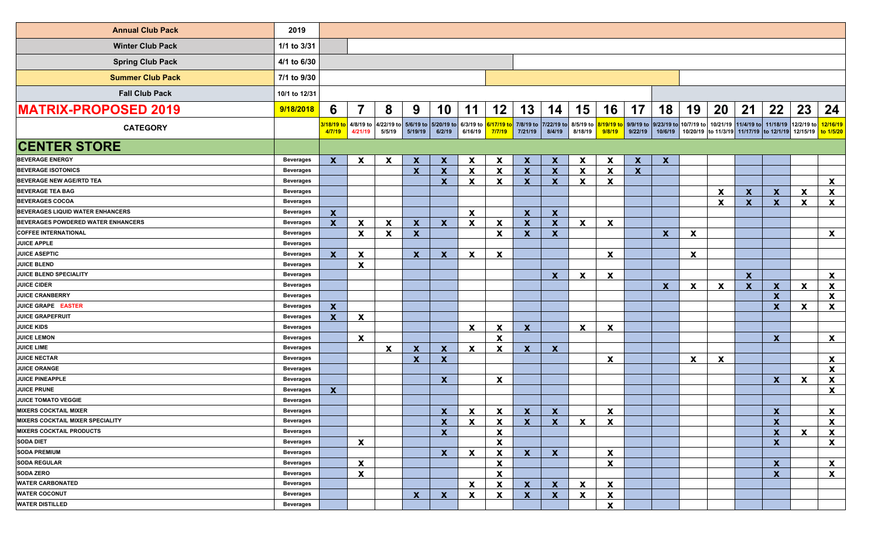| Annual Club Pack | 2019 | | | | | | | | | | | | | | | | | | | |
|---|---|---|---|---|---|---|---|---|---|---|---|---|---|---|---|---|---|---|---|---|
| Winter Club Pack | 1/1 to 3/31 | | | | | | | | | | | | | | | | | | | |
| Spring Club Pack | 4/1 to 6/30 | | | | | | | | | | | | | | | | | | | |
| Summer Club Pack | 7/1 to 9/30 | | | | | | | | | | | | | | | | | | | |
| Fall Club Pack | 10/1 to 12/31 | | | | | | | | | | | | | | | | | | | |
| **MATRIX-PROPOSED 2019** | **9/18/2018** | **6** | **7** | **8** | **9** | **10** | **11** | **12** | **13** | **14** | **15** | **16** | **17** | **18** | **19** | **20** | **21** | **22** | **23** | **24** |
| **CATEGORY** | | 3/18/19 to 4/7/19 | 4/8/19 to 4/21/19 | 4/22/19 to 5/5/19 | 5/6/19 to 5/19/19 | 5/20/19 to 6/2/19 | 6/3/19 to 6/16/19 | 6/17/19 to 7/7/19 | 7/8/19 to 7/21/19 | 7/22/19 to 8/4/19 | 8/5/19 to 8/18/19 | 8/19/19 to 9/8/19 | 9/9/19 to 9/22/19 | 9/23/19 to 10/6/19 | 10/7/19 to 10/20/19 | 10/21/19 to 11/3/19 | 11/4/19 to 11/17/19 | 11/18/19 to 12/1/19 | 12/2/19 to 12/15/19 | 12/16/19 to 1/5/20 |
| **CENTER STORE** | | | | | | | | | | | | | | | | | | | | |
| BEVERAGE ENERGY | Beverages | X | X | X | X | X | X | X | X | X | X | X | X | X | | | | | | |
| BEVERAGE ISOTONICS | Beverages | | | | X | X | X | X | X | X | X | X | X | | | | | | | |
| BEVERAGE NEW AGE/RTD TEA | Beverages | | | | | X | X | X | X | X | X | X | | | | | | | | X |
| BEVERAGE TEA BAG | Beverages | | | | | | | | | | | | | | | X | X | X | X | X |
| BEVERAGES COCOA | Beverages | | | | | | | | | | | | | | | X | X | X | X | X |
| BEVERAGES LIQUID WATER ENHANCERS | Beverages | X | | | | | X | | X | X | | | | | | | | | | |
| BEVERAGES POWDERED WATER ENHANCERS | Beverages | X | X | X | X | X | X | X | X | X | X | X | | | | | | | | |
| COFFEE INTERNATIONAL | Beverages | | X | X | X | | | X | X | X | | | | X | X | | | | | X |
| JUICE APPLE | Beverages | | | | | | | | | | | | | | | | | | | |
| JUICE ASEPTIC | Beverages | X | X | | X | X | X | X | | | | X | | | X | | | | | |
| JUICE BLEND | Beverages | | X | | | | | | | | | | | | | | | | | |
| JUICE BLEND SPECIALITY | Beverages | | | | | | | | | X | X | X | | | | | X | | | X |
| JUICE CIDER | Beverages | | | | | | | | | | | | | X | X | X | X | X | X | X |
| JUICE CRANBERRY | Beverages | | | | | | | | | | | | | | | | | X | | X |
| JUICE GRAPE EASTER | Beverages | X | | | | | | | | | | | | | | | | X | X | X |
| JUICE GRAPEFRUIT | Beverages | X | X | | | | | | | | | | | | | | | | | |
| JUICE KIDS | Beverages | | | | | | X | X | X | | X | X | | | | | | | | |
| JUICE LEMON | Beverages | | X | | | | | X | | | | | | | | | | X | | X |
| JUICE LIME | Beverages | | | X | X | X | X | X | X | X | | | | | | | | | | |
| JUICE NECTAR | Beverages | | | | X | X | | | | | | X | | | X | X | | | | X |
| JUICE ORANGE | Beverages | | | | | | | | | | | | | | | | | | | X |
| JUICE PINEAPPLE | Beverages | | | | | X | | X | | | | | | | | | | X | X | X |
| JUICE PRUNE | Beverages | X | | | | | | | | | | | | | | | | | | X |
| JUICE TOMATO VEGGIE | Beverages | | | | | | | | | | | | | | | | | | | |
| MIXERS COCKTAIL MIXER | Beverages | | | | | X | X | X | X | X | | X | | | | | | X | | X |
| MIXERS COCKTAIL MIXER SPECIALITY | Beverages | | | | | X | X | X | X | X | X | X | | | | | | X | | X |
| MIXERS COCKTAIL PRODUCTS | Beverages | | | | | X | | X | | | | | | | | | | X | X | X |
| SODA DIET | Beverages | | X | | | | | X | | | | | | | | | | X | | X |
| SODA PREMIUM | Beverages | | | | | X | X | X | X | X | | X | | | | | | | | |
| SODA REGULAR | Beverages | | X | | | | | X | | | | X | | | | | | X | | X |
| SODA ZERO | Beverages | | X | | | | | X | | | | | | | | | | X | | X |
| WATER CARBONATED | Beverages | | | | | | X | X | X | X | X | X | | | | | | | | |
| WATER COCONUT | Beverages | | | | X | X | X | X | X | X | X | X | | | | | | | | |
| WATER DISTILLED | Beverages | | | | | | | | | | | X | | | | | | | | |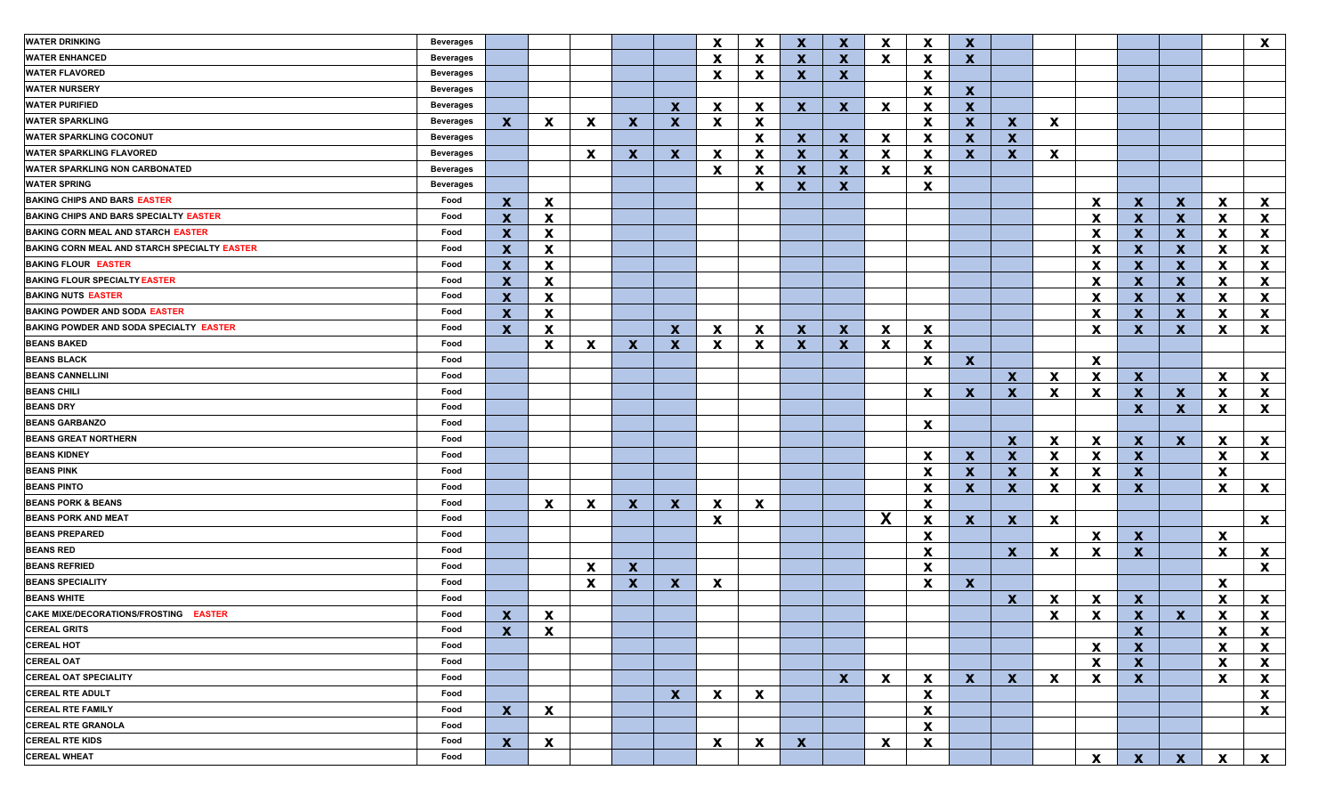| | | | | | | | | | | | | | | | | | | | | |
|---|---|---|---|---|---|---|---|---|---|---|---|---|---|---|---|---|---|---|---|---|
| WATER DRINKING | Beverages | | | | | | X | X | X | X | X | X | X | | | | | | | X |
| WATER ENHANCED | Beverages | | | | | | X | X | X | X | X | X | X | | | | | | | |
| WATER FLAVORED | Beverages | | | | | | X | X | X | X | | X | | | | | | | | |
| WATER NURSERY | Beverages | | | | | | | | | | | X | X | | | | | | | |
| WATER PURIFIED | Beverages | | | | | X | X | X | X | X | X | X | X | | | | | | | |
| WATER SPARKLING | Beverages | X | X | X | X | X | X | X | | | | X | X | X | X | | | | | |
| WATER SPARKLING COCONUT | Beverages | | | | | | | X | X | X | X | X | X | X | | | | | | |
| WATER SPARKLING FLAVORED | Beverages | | | X | X | X | X | X | X | X | X | X | X | X | X | | | | | |
| WATER SPARKLING NON CARBONATED | Beverages | | | | | | X | X | X | X | X | X | | | | | | | | |
| WATER SPRING | Beverages | | | | | | | X | X | X | | X | | | | | | | | |
| BAKING CHIPS AND BARS EASTER | Food | X | X | | | | | | | | | | | | | X | X | X | X | X |
| BAKING CHIPS AND BARS SPECIALTY EASTER | Food | X | X | | | | | | | | | | | | | X | X | X | X | X |
| BAKING CORN MEAL AND STARCH EASTER | Food | X | X | | | | | | | | | | | | | X | X | X | X | X |
| BAKING CORN MEAL AND STARCH SPECIALTY EASTER | Food | X | X | | | | | | | | | | | | | X | X | X | X | X |
| BAKING FLOUR EASTER | Food | X | X | | | | | | | | | | | | | X | X | X | X | X |
| BAKING FLOUR SPECIALTY EASTER | Food | X | X | | | | | | | | | | | | | X | X | X | X | X |
| BAKING NUTS EASTER | Food | X | X | | | | | | | | | | | | | X | X | X | X | X |
| BAKING POWDER AND SODA EASTER | Food | X | X | | | | | | | | | | | | | X | X | X | X | X |
| BAKING POWDER AND SODA SPECIALTY EASTER | Food | X | X | | | X | X | X | X | X | X | X | | | | X | X | X | X | X |
| BEANS BAKED | Food | | X | X | X | X | X | X | X | X | X | X | | | | | | | | |
| BEANS BLACK | Food | | | | | | | | | | | X | X | | | X | | | | |
| BEANS CANNELLINI | Food | | | | | | | | | | | | | X | X | X | X | | X | X |
| BEANS CHILI | Food | | | | | | | | | | | X | X | X | X | X | X | X | X | X |
| BEANS DRY | Food | | | | | | | | | | | | | | | | X | X | X | X |
| BEANS GARBANZO | Food | | | | | | | | | | | X | | | | | | | | |
| BEANS GREAT NORTHERN | Food | | | | | | | | | | | | | X | X | X | X | X | X | X |
| BEANS KIDNEY | Food | | | | | | | | | | | X | X | X | X | X | X | | X | X |
| BEANS PINK | Food | | | | | | | | | | | X | X | X | X | X | X | | X | |
| BEANS PINTO | Food | | | | | | | | | | | X | X | X | X | X | X | | X | X |
| BEANS PORK & BEANS | Food | | X | X | X | X | X | X | | | | X | | | | | | | | |
| BEANS PORK AND MEAT | Food | | | | | | X | | | | X | X | X | X | X | | | | | X |
| BEANS PREPARED | Food | | | | | | | | | | | X | | | | X | X | | X | |
| BEANS RED | Food | | | | | | | | | | | X | | X | X | X | X | | X | X |
| BEANS REFRIED | Food | | | X | X | | | | | | | X | | | | | | | | X |
| BEANS SPECIALITY | Food | | | X | X | X | X | | | | | X | X | | | | | | X | |
| BEANS WHITE | Food | | | | | | | | | | | | | X | X | X | X | | X | X |
| CAKE MIXE/DECORATIONS/FROSTING EASTER | Food | X | X | | | | | | | | | | | | X | X | X | X | X | X |
| CEREAL GRITS | Food | X | X | | | | | | | | | | | | | | X | | X | X |
| CEREAL HOT | Food | | | | | | | | | | | | | | | X | X | | X | X |
| CEREAL OAT | Food | | | | | | | | | | | | | | | X | X | | X | X |
| CEREAL OAT SPECIALITY | Food | | | | | | | | | X | X | X | X | X | X | X | X | | X | X |
| CEREAL RTE ADULT | Food | | | | | X | X | X | | | | X | | | | | | | | X |
| CEREAL RTE FAMILY | Food | X | X | | | | | | | | | X | | | | | | | | X |
| CEREAL RTE GRANOLA | Food | | | | | | | | | | | X | | | | | | | | |
| CEREAL RTE KIDS | Food | X | X | | | | X | X | X | | X | X | | | | | | | | |
| CEREAL WHEAT | Food | | | | | | | | | | | | | | | X | X | X | X | X |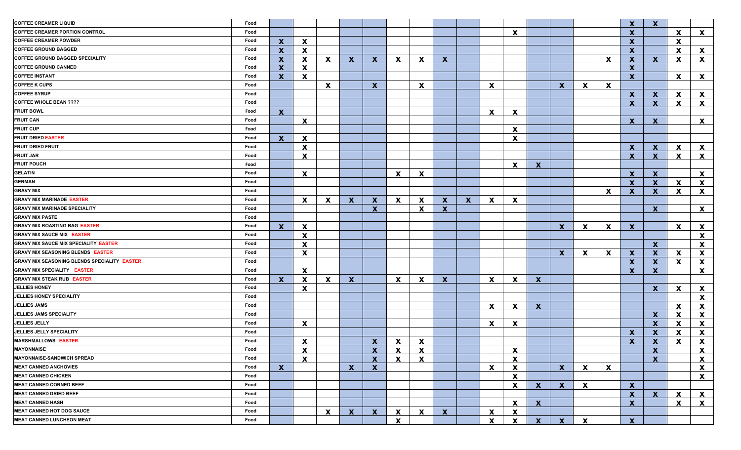| | | | | | | | | | | | | | | | | | | | | |
|---|---|---|---|---|---|---|---|---|---|---|---|---|---|---|---|---|---|---|---|---|
| COFFEE CREAMER LIQUID | Food | | | | | | | | | | | | | | | | X | X | | |
| COFFEE CREAMER PORTION CONTROL | Food | | | | | | | | | | | X | | | | | X | | X | X |
| COFFEE CREAMER POWDER | Food | X | X | | | | | | | | | | | | | | X | | X | |
| COFFEE GROUND BAGGED | Food | X | X | | | | | | | | | | | | | | X | | X | X |
| COFFEE GROUND BAGGED SPECIALITY | Food | X | X | X | X | X | X | X | X | | | | | | | X | X | X | X | X |
| COFFEE GROUND CANNED | Food | X | X | | | | | | | | | | | | | | X | | | |
| COFFEE INSTANT | Food | X | X | | | | | | | | | | | | | | X | | X | X |
| COFFEE K CUPS | Food | | | X | | X | | X | | | X | | | X | X | X | | | | |
| COFFEE SYRUP | Food | | | | | | | | | | | | | | | | X | X | X | X |
| COFFEE WHOLE BEAN ???? | Food | | | | | | | | | | | | | | | | X | X | X | X |
| FRUIT BOWL | Food | X | | | | | | | | | X | X | | | | | | | | |
| FRUIT CAN | Food | | X | | | | | | | | | | | | | | X | X | | X |
| FRUIT CUP | Food | | | | | | | | | | | X | | | | | | | | |
| FRUIT DRIED EASTER | Food | X | X | | | | | | | | | X | | | | | | | | |
| FRUIT DRIED FRUIT | Food | | X | | | | | | | | | | | | | | X | X | X | X |
| FRUIT JAR | Food | | X | | | | | | | | | | | | | | X | X | X | X |
| FRUIT POUCH | Food | | | | | | | | | | | X | X | | | | | | | |
| GELATIN | Food | | X | | | | X | X | | | | | | | | | X | X | | X |
| GERMAN | Food | | | | | | | | | | | | | | | | X | X | X | X |
| GRAVY MIX | Food | | | | | | | | | | | | | | | X | X | X | X | X |
| GRAVY MIX MARINADE EASTER | Food | | X | X | X | X | X | X | X | X | X | X | | | | | | | | |
| GRAVY MIX MARINADE SPECIALITY | Food | | | | | X | | X | X | | | | | | | | | X | | X |
| GRAVY MIX PASTE | Food | | | | | | | | | | | | | | | | | | | |
| GRAVY MIX ROASTING BAG EASTER | Food | X | X | | | | | | | | | | | X | X | X | X | | X | X |
| GRAVY MIX SAUCE MIX EASTER | Food | | X | | | | | | | | | | | | | | | | | X |
| GRAVY MIX SAUCE MIX SPECIALITY EASTER | Food | | X | | | | | | | | | | | | | | | X | | X |
| GRAVY MIX SEASONING BLENDS EASTER | Food | | X | | | | | | | | | | | X | X | X | X | X | X | X |
| GRAVY MIX SEASONING BLENDS SPECIALITY EASTER | Food | | | | | | | | | | | | | | | | X | X | X | X |
| GRAVY MIX SPECIALITY EASTER | Food | | X | | | | | | | | | | | | | | X | X | | X |
| GRAVY MIX STEAK RUB EASTER | Food | X | X | X | X | | X | X | X | | X | X | X | | | | | | | |
| JELLIES HONEY | Food | | X | | | | | | | | | | | | | | | X | X | X |
| JELLIES HONEY SPECIALITY | Food | | | | | | | | | | | | | | | | | | | X |
| JELLIES JAMS | Food | | | | | | | | | | X | X | X | | | | | | X | X |
| JELLIES JAMS SPECIALITY | Food | | | | | | | | | | | | | | | | | X | X | X |
| JELLIES JELLY | Food | | X | | | | | | | | X | X | | | | | | X | X | X |
| JELLIES JELLY SPECIALITY | Food | | | | | | | | | | | | | | | | X | X | X | X |
| MARSHMALLOWS EASTER | Food | | X | | | X | X | X | | | | | | | | | X | X | X | X |
| MAYONNAISE | Food | | X | | | X | X | X | | | | X | | | | | | X | | X |
| MAYONNAISE-SANDWICH SPREAD | Food | | X | | | X | X | X | | | | X | | | | | | X | | X |
| MEAT CANNED ANCHOVIES | Food | X | | | X | X | | | | | X | X | | X | X | X | | | | X |
| MEAT CANNED CHICKEN | Food | | | | | | | | | | | X | | | | | | | | X |
| MEAT CANNED CORNED BEEF | Food | | | | | | | | | | | X | X | X | X | | X | | | |
| MEAT CANNED DRIED BEEF | Food | | | | | | | | | | | | | | | | X | X | X | X |
| MEAT CANNED HASH | Food | | | | | | | | | | | X | X | | | | X | | X | X |
| MEAT CANNED HOT DOG SAUCE | Food | | | X | X | X | X | X | X | | X | X | | | | | | | | |
| MEAT CANNED LUNCHEON MEAT | Food | | | | | | X | | | | X | X | X | X | X | | X | | | |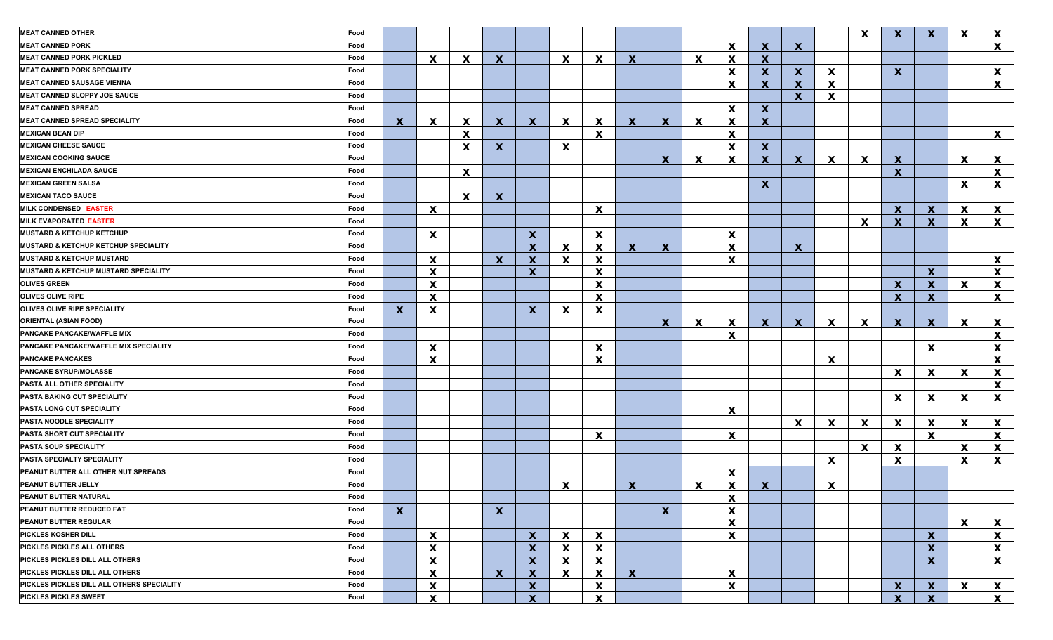| | | | | | | | | | | | | | | | | | | | | |
|---|---|---|---|---|---|---|---|---|---|---|---|---|---|---|---|---|---|---|---|---|
| MEAT CANNED OTHER | Food | | | | | | | | | | | | | | | X | X | X | X | X |
| MEAT CANNED PORK | Food | | | | | | | | | | | X | X | X | | | | | | X |
| MEAT CANNED PORK PICKLED | Food | | X | X | X | | X | X | X | | X | X | X | | | | | | | |
| MEAT CANNED PORK SPECIALITY | Food | | | | | | | | | | | X | X | X | X | | X | | | X |
| MEAT CANNED SAUSAGE VIENNA | Food | | | | | | | | | | | X | X | X | X | | | | | X |
| MEAT CANNED SLOPPY JOE SAUCE | Food | | | | | | | | | | | | | X | X | | | | | |
| MEAT CANNED SPREAD | Food | | | | | | | | | | | X | X | | | | | | | |
| MEAT CANNED SPREAD SPECIALITY | Food | X | X | X | X | X | X | X | X | X | X | X | X | | | | | | | |
| MEXICAN BEAN DIP | Food | | | X | | | | X | | | | X | | | | | | | | X |
| MEXICAN CHEESE SAUCE | Food | | | X | X | | X | | | | | X | X | | | | | | | |
| MEXICAN COOKING SAUCE | Food | | | | | | | | | X | X | X | X | X | X | X | X | | X | X |
| MEXICAN ENCHILADA SAUCE | Food | | | X | | | | | | | | | | | | | X | | | X |
| MEXICAN GREEN SALSA | Food | | | | | | | | | | | | X | | | | | | X | X |
| MEXICAN TACO SAUCE | Food | | | X | X | | | | | | | | | | | | | | | |
| MILK CONDENSED EASTER | Food | | X | | | | | X | | | | | | | | | X | X | X | X |
| MILK EVAPORATED EASTER | Food | | | | | | | | | | | | | | | X | X | X | X | X |
| MUSTARD & KETCHUP KETCHUP | Food | | X | | | X | | X | | | | X | | | | | | | | |
| MUSTARD & KETCHUP KETCHUP SPECIALITY | Food | | | | | X | X | X | X | X | | X | | X | | | | | | |
| MUSTARD & KETCHUP MUSTARD | Food | | X | | X | X | X | X | | | | X | | | | | | | | X |
| MUSTARD & KETCHUP MUSTARD SPECIALITY | Food | | X | | | X | | X | | | | | | | | | | X | | X |
| OLIVES GREEN | Food | | X | | | | | X | | | | | | | | | X | X | X | X |
| OLIVES OLIVE RIPE | Food | | X | | | | | X | | | | | | | | | X | X | | X |
| OLIVES OLIVE RIPE SPECIALITY | Food | X | X | | | X | X | X | | | | | | | | | | | | |
| ORIENTAL (ASIAN FOOD) | Food | | | | | | | | | X | X | X | X | X | X | X | X | X | X | X |
| PANCAKE PANCAKE/WAFFLE MIX | Food | | | | | | | | | | | X | | | | | | | | X |
| PANCAKE PANCAKE/WAFFLE MIX SPECIALITY | Food | | X | | | | | X | | | | | | | | | | X | | X |
| PANCAKE PANCAKES | Food | | X | | | | | X | | | | | | | X | | | | | X |
| PANCAKE SYRUP/MOLASSE | Food | | | | | | | | | | | | | | | | X | X | X | X |
| PASTA ALL OTHER SPECIALITY | Food | | | | | | | | | | | | | | | | | | | X |
| PASTA BAKING CUT SPECIALITY | Food | | | | | | | | | | | | | | | | X | X | X | X |
| PASTA LONG CUT SPECIALITY | Food | | | | | | | | | | | X | | | | | | | | |
| PASTA NOODLE SPECIALITY | Food | | | | | | | | | | | | | X | X | X | X | X | X | X |
| PASTA SHORT CUT SPECIALITY | Food | | | | | | | X | | | | X | | | | | | X | | X |
| PASTA SOUP SPECIALITY | Food | | | | | | | | | | | | | | | X | X | | X | X |
| PASTA SPECIALTY SPECIALITY | Food | | | | | | | | | | | | | | X | | X | | X | X |
| PEANUT BUTTER ALL OTHER NUT SPREADS | Food | | | | | | | | | | | X | | | | | | | | |
| PEANUT BUTTER JELLY | Food | | | | | | X | | X | | X | X | X | | X | | | | | |
| PEANUT BUTTER NATURAL | Food | | | | | | | | | | | X | | | | | | | | |
| PEANUT BUTTER REDUCED FAT | Food | X | | | X | | | | | X | | X | | | | | | | | |
| PEANUT BUTTER REGULAR | Food | | | | | | | | | | | X | | | | | | | X | X |
| PICKLES KOSHER DILL | Food | | X | | | X | X | X | | | | X | | | | | | X | | X |
| PICKLES PICKLES ALL OTHERS | Food | | X | | | X | X | X | | | | | | | | | | X | | X |
| PICKLES PICKLES DILL ALL OTHERS | Food | | X | | | X | X | X | | | | | | | | | | X | | X |
| PICKLES PICKLES DILL ALL OTHERS | Food | | X | | X | X | X | X | X | | | X | | | | | | | | |
| PICKLES PICKLES DILL ALL OTHERS SPECIALITY | Food | | X | | | X | | X | | | | X | | | | | X | X | X | X |
| PICKLES PICKLES SWEET | Food | | X | | | X | | X | | | | | | | | | X | X | | X |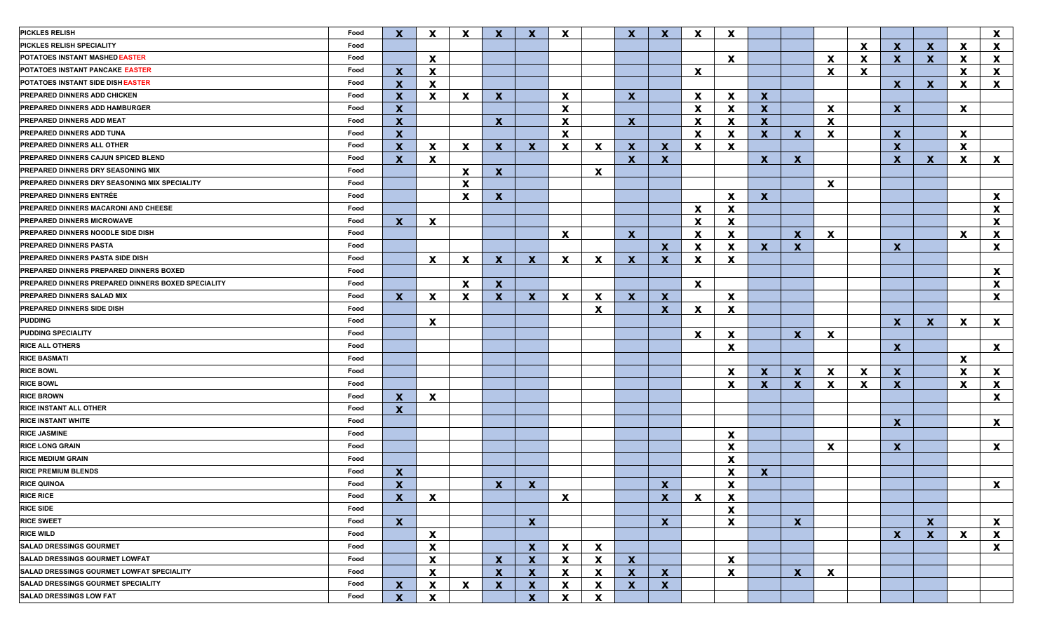| | | | | | | | | | | | | | | | | | | | | |
|---|---|---|---|---|---|---|---|---|---|---|---|---|---|---|---|---|---|---|---|---|
| PICKLES RELISH | Food | X | X | X | X | X | X | | X | X | X | X | | | | | | | | X |
| PICKLES RELISH SPECIALITY | Food | | | | | | | | | | | | | | | X | X | X | X | X |
| POTATOES INSTANT MASHED EASTER | Food | | X | | | | | | | | | X | | | X | X | X | X | X | X |
| POTATOES INSTANT PANCAKE EASTER | Food | X | X | | | | | | | | X | | | | X | X | | | X | X |
| POTATOES INSTANT SIDE DISH EASTER | Food | X | X | | | | | | | | | | | | | | X | X | X | X |
| PREPARED DINNERS ADD CHICKEN | Food | X | X | X | X | | X | | X | | X | X | X | | | | | | | |
| PREPARED DINNERS ADD HAMBURGER | Food | X | | | | | X | | | | X | X | X | | X | | X | | X | |
| PREPARED DINNERS ADD MEAT | Food | X | | | X | | X | | X | | X | X | X | | X | | | | | |
| PREPARED DINNERS ADD TUNA | Food | X | | | | | X | | | | X | X | X | X | X | | X | | X | |
| PREPARED DINNERS ALL OTHER | Food | X | X | X | X | X | X | X | X | X | X | X | | | | | X | | X | |
| PREPARED DINNERS CAJUN SPICED BLEND | Food | X | X | | | | | | X | X | | | X | X | | | X | X | X | X |
| PREPARED DINNERS DRY SEASONING MIX | Food | | | X | X | | | X | | | | | | | | | | | | |
| PREPARED DINNERS DRY SEASONING MIX SPECIALITY | Food | | | X | | | | | | | | | | | X | | | | | |
| PREPARED DINNERS ENTRÉE | Food | | | X | X | | | | | | | X | X | | | | | | | X |
| PREPARED DINNERS MACARONI AND CHEESE | Food | | | | | | | | | | X | X | | | | | | | | X |
| PREPARED DINNERS MICROWAVE | Food | X | X | | | | | | | | X | X | | | | | | | | X |
| PREPARED DINNERS NOODLE SIDE DISH | Food | | | | | | X | | X | | X | X | | X | X | | | | X | X |
| PREPARED DINNERS PASTA | Food | | | | | | | | | X | X | X | X | X | | | X | | | X |
| PREPARED DINNERS PASTA SIDE DISH | Food | | X | X | X | X | X | X | X | X | X | X | | | | | | | | |
| PREPARED DINNERS PREPARED DINNERS BOXED | Food | | | | | | | | | | | | | | | | | | | X |
| PREPARED DINNERS PREPARED DINNERS BOXED SPECIALITY | Food | | | X | X | | | | | | X | | | | | | | | | X |
| PREPARED DINNERS SALAD MIX | Food | X | X | X | X | X | X | X | X | X | | X | | | | | | | | X |
| PREPARED DINNERS SIDE DISH | Food | | | | | | | X | | X | X | X | | | | | | | | |
| PUDDING | Food | | X | | | | | | | | | | | | | | X | X | X | X |
| PUDDING SPECIALITY | Food | | | | | | | | | | X | X | | X | X | | | | | |
| RICE ALL OTHERS | Food | | | | | | | | | | | X | | | | | X | | | X |
| RICE BASMATI | Food | | | | | | | | | | | | | | | | | | X | |
| RICE BOWL | Food | | | | | | | | | | | X | X | X | X | X | X | | X | X |
| RICE BOWL | Food | | | | | | | | | | | X | X | X | X | X | X | | X | X |
| RICE BROWN | Food | X | X | | | | | | | | | | | | | | | | | X |
| RICE INSTANT ALL OTHER | Food | X | | | | | | | | | | | | | | | | | | |
| RICE INSTANT WHITE | Food | | | | | | | | | | | | | | | | X | | | X |
| RICE JASMINE | Food | | | | | | | | | | | X | | | | | | | | |
| RICE LONG GRAIN | Food | | | | | | | | | | | X | | | X | | X | | | X |
| RICE MEDIUM GRAIN | Food | | | | | | | | | | | X | | | | | | | | |
| RICE PREMIUM BLENDS | Food | X | | | | | | | | | | X | X | | | | | | | |
| RICE QUINOA | Food | X | | | X | X | | | | X | | X | | | | | | | | X |
| RICE RICE | Food | X | X | | | | X | | | X | X | X | | | | | | | | |
| RICE SIDE | Food | | | | | | | | | | | X | | | | | | | | |
| RICE SWEET | Food | X | | | | X | | | | X | | X | | X | | | | X | | X |
| RICE WILD | Food | | X | | | | | | | | | | | | | | X | X | X | X |
| SALAD DRESSINGS GOURMET | Food | | X | | | X | X | X | | | | | | | | | | | | X |
| SALAD DRESSINGS GOURMET LOWFAT | Food | | X | | X | X | X | X | X | | | X | | | | | | | | |
| SALAD DRESSINGS GOURMET LOWFAT SPECIALITY | Food | | X | | X | X | X | X | X | X | | X | | X | X | | | | | |
| SALAD DRESSINGS GOURMET SPECIALITY | Food | X | X | X | X | X | X | X | X | X | | | | | | | | | | |
| SALAD DRESSINGS LOW FAT | Food | X | X | | | X | X | X | | | | | | | | | | | | |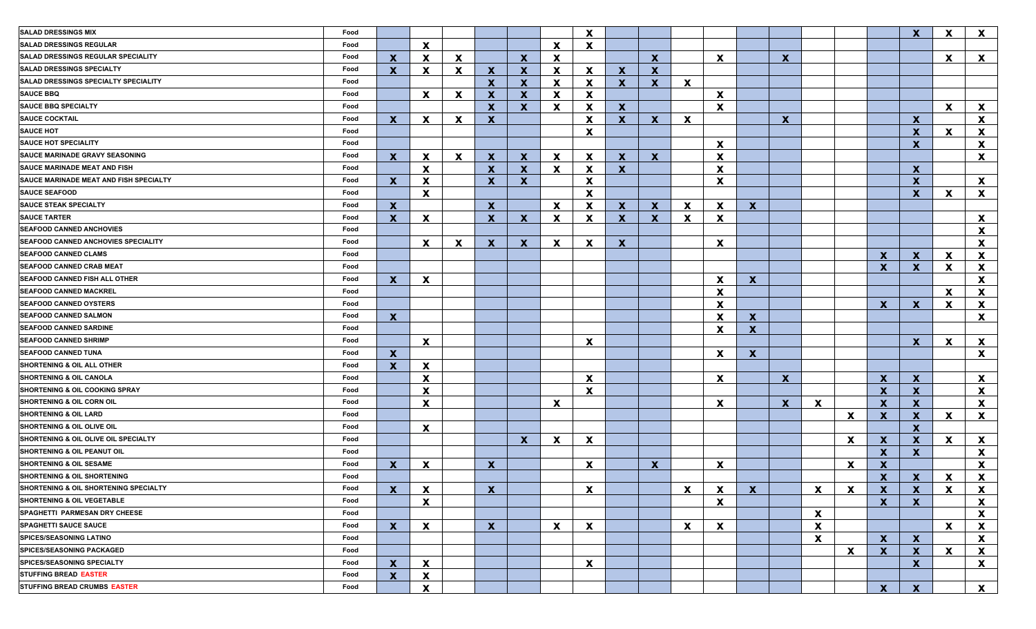| | | | | | | | | | | | | | | | | | | | | |
|---|---|---|---|---|---|---|---|---|---|---|---|---|---|---|---|---|---|---|---|---|
| SALAD DRESSINGS MIX | Food | | | | | | | X | | | | | | | | | | X | X | X |
| SALAD DRESSINGS REGULAR | Food | | X | | | | X | X | | | | | | | | | | | | |
| SALAD DRESSINGS REGULAR SPECIALITY | Food | X | X | X | | X | X | | | X | | X | | X | | | | | X | X |
| SALAD DRESSINGS SPECIALTY | Food | X | X | X | X | X | X | X | X | X | | | | | | | | | | |
| SALAD DRESSINGS SPECIALTY SPECIALITY | Food | | | | X | X | X | X | X | X | X | | | | | | | | | |
| SAUCE BBQ | Food | | X | X | X | X | X | X | | | | X | | | | | | | | |
| SAUCE BBQ SPECIALTY | Food | | | | X | X | X | X | X | | | X | | | | | | | X | X |
| SAUCE COCKTAIL | Food | X | X | X | X | | | X | X | X | X | | | X | | | | X | | X |
| SAUCE HOT | Food | | | | | | | X | | | | | | | | | | X | X | X |
| SAUCE HOT SPECIALITY | Food | | | | | | | | | | | X | | | | | | X | | X |
| SAUCE MARINADE GRAVY SEASONING | Food | X | X | X | X | X | X | X | X | X | | X | | | | | | | | X |
| SAUCE MARINADE MEAT AND FISH | Food | | X | | X | X | X | X | X | | | X | | | | | | X | | |
| SAUCE MARINADE MEAT AND FISH SPECIALITY | Food | X | X | | X | X | | X | | | | X | | | | | | X | | X |
| SAUCE SEAFOOD | Food | | X | | | | | X | | | | | | | | | | X | X | X |
| SAUCE STEAK SPECIALTY | Food | X | | | X | | X | X | X | X | X | X | X | | | | | | | |
| SAUCE TARTER | Food | X | X | | X | X | X | X | X | X | X | X | | | | | | | | X |
| SEAFOOD CANNED ANCHOVIES | Food | | | | | | | | | | | | | | | | | | | X |
| SEAFOOD CANNED ANCHOVIES SPECIALITY | Food | | X | X | X | X | X | X | X | | | X | | | | | | | | X |
| SEAFOOD CANNED CLAMS | Food | | | | | | | | | | | | | | | | X | X | X | X |
| SEAFOOD CANNED CRAB MEAT | Food | | | | | | | | | | | | | | | | X | X | X | X |
| SEAFOOD CANNED FISH ALL OTHER | Food | X | X | | | | | | | | | X | X | | | | | | | X |
| SEAFOOD CANNED MACKREL | Food | | | | | | | | | | | X | | | | | | | X | X |
| SEAFOOD CANNED OYSTERS | Food | | | | | | | | | | | X | | | | | X | X | X | X |
| SEAFOOD CANNED SALMON | Food | X | | | | | | | | | | X | X | | | | | | | X |
| SEAFOOD CANNED SARDINE | Food | | | | | | | | | | | X | X | | | | | | | |
| SEAFOOD CANNED SHRIMP | Food | | X | | | | | X | | | | | | | | | | X | X | X |
| SEAFOOD CANNED TUNA | Food | X | | | | | | | | | | X | X | | | | | | | X |
| SHORTENING & OIL ALL OTHER | Food | X | X | | | | | | | | | | | | | | | | | |
| SHORTENING & OIL CANOLA | Food | | X | | | | | X | | | | X | | X | | | X | X | | X |
| SHORTENING & OIL COOKING SPRAY | Food | | X | | | | | X | | | | | | | | | X | X | | X |
| SHORTENING & OIL CORN OIL | Food | | X | | | | X | | | | | X | | X | X | | X | X | | X |
| SHORTENING & OIL LARD | Food | | | | | | | | | | | | | | | X | X | X | X | X |
| SHORTENING & OIL OLIVE OIL | Food | | X | | | | | | | | | | | | | | | X | | |
| SHORTENING & OIL OLIVE OIL SPECIALTY | Food | | | | | X | X | X | | | | | | | | X | X | X | X | X |
| SHORTENING & OIL PEANUT OIL | Food | | | | | | | | | | | | | | | | X | X | | X |
| SHORTENING & OIL SESAME | Food | X | X | | X | | | X | | X | | X | | | | X | X | | | X |
| SHORTENING & OIL SHORTENING | Food | | | | | | | | | | | | | | | | X | X | X | X |
| SHORTENING & OIL SHORTENING SPECIALTY | Food | X | X | | X | | | X | | | X | X | X | | X | X | X | X | X | X |
| SHORTENING & OIL VEGETABLE | Food | | X | | | | | | | | | X | | | | | X | X | | X |
| SPAGHETTI PARMESAN DRY CHEESE | Food | | | | | | | | | | | | | | X | | | | | X |
| SPAGHETTI SAUCE SAUCE | Food | X | X | | X | | X | X | | | X | X | | | X | | | | X | X |
| SPICES/SEASONING LATINO | Food | | | | | | | | | | | | | | X | | X | X | | X |
| SPICES/SEASONING PACKAGED | Food | | | | | | | | | | | | | | | X | X | X | X | X |
| SPICES/SEASONING SPECIALTY | Food | X | X | | | | | X | | | | | | | | | | X | | X |
| STUFFING BREAD EASTER | Food | X | X | | | | | | | | | | | | | | | | | |
| STUFFING BREAD CRUMBS EASTER | Food | | X | | | | | | | | | | | | | | X | X | | X |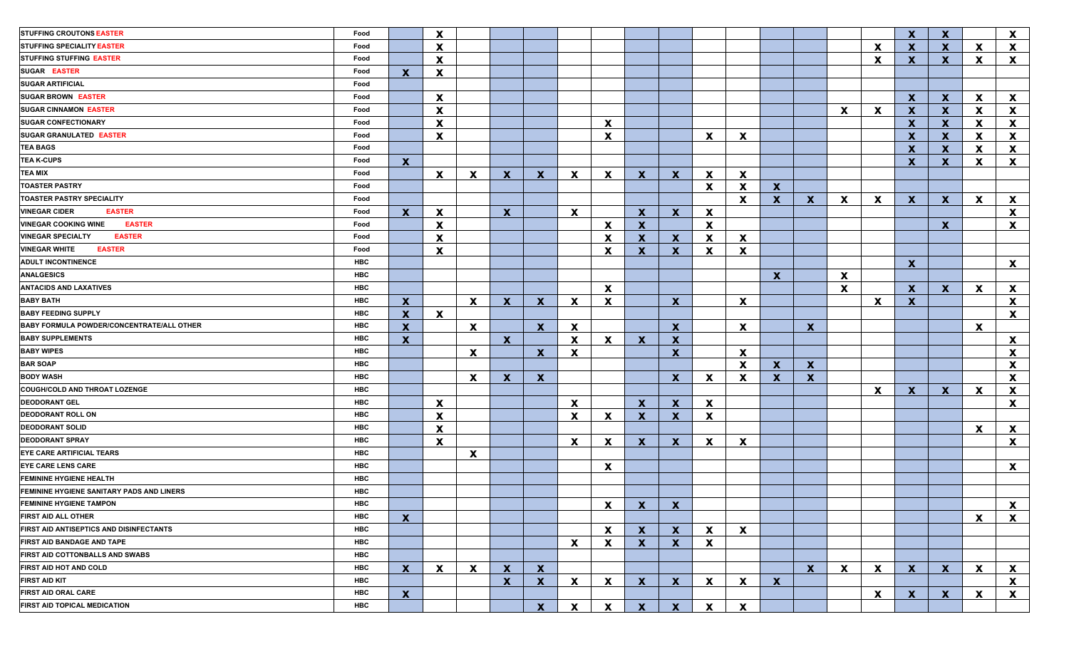| | | | | | | | | | | | | | | | | | | | | |
|---|---|---|---|---|---|---|---|---|---|---|---|---|---|---|---|---|---|---|---|---|
| STUFFING CROUTONS EASTER | Food | | X | | | | | | | | | | | | | | X | X | | X |
| STUFFING SPECIALITY EASTER | Food | | X | | | | | | | | | | | | | X | X | X | X | X |
| STUFFING STUFFING EASTER | Food | | X | | | | | | | | | | | | | X | X | X | X | X |
| SUGAR EASTER | Food | X | X | | | | | | | | | | | | | | | | | |
| SUGAR ARTIFICIAL | Food | | | | | | | | | | | | | | | | | | | |
| SUGAR BROWN EASTER | Food | | X | | | | | | | | | | | | | | X | X | X | X |
| SUGAR CINNAMON EASTER | Food | | X | | | | | | | | | | | | X | X | X | X | X | X |
| SUGAR CONFECTIONARY | Food | | X | | | | | X | | | | | | | | | X | X | X | X |
| SUGAR GRANULATED EASTER | Food | | X | | | | | X | | | X | X | | | | | X | X | X | X |
| TEA BAGS | Food | | | | | | | | | | | | | | | | X | X | X | X |
| TEA K-CUPS | Food | X | | | | | | | | | | | | | | | X | X | X | X |
| TEA MIX | Food | | X | X | X | X | X | X | X | X | X | X | | | | | | | | |
| TOASTER PASTRY | Food | | | | | | | | | | X | X | X | | | | | | | |
| TOASTER PASTRY SPECIALITY | Food | | | | | | | | | | | X | X | X | X | X | X | X | X | X |
| VINEGAR CIDER EASTER | Food | X | X | | X | | X | | X | X | X | | | | | | | | | X |
| VINEGAR COOKING WINE EASTER | Food | | X | | | | | X | X | | X | | | | | | | X | | X |
| VINEGAR SPECIALTY EASTER | Food | | X | | | | | X | X | X | X | X | | | | | | | | |
| VINEGAR WHITE EASTER | Food | | X | | | | | X | X | X | X | X | | | | | | | | |
| ADULT INCONTINENCE | HBC | | | | | | | | | | | | | | | | X | | | X |
| ANALGESICS | HBC | | | | | | | | | | | | X | | X | | | | | |
| ANTACIDS AND LAXATIVES | HBC | | | | | | | X | | | | | | | X | | X | X | X | X |
| BABY BATH | HBC | X | | X | X | X | X | X | | X | | X | | | | X | X | | | X |
| BABY FEEDING SUPPLY | HBC | X | X | | | | | | | | | | | | | | | | | X |
| BABY FORMULA POWDER/CONCENTRATE/ALL OTHER | HBC | X | | X | | X | X | | | X | | X | | X | | | | | X | |
| BABY SUPPLEMENTS | HBC | X | | | X | | X | X | X | X | | | | | | | | | | X |
| BABY WIPES | HBC | | | X | | X | X | | | X | | X | | | | | | | | X |
| BAR SOAP | HBC | | | | | | | | | | | X | X | X | | | | | | X |
| BODY WASH | HBC | | | X | X | X | | | | X | X | X | X | X | | | | | | X |
| COUGH/COLD AND THROAT LOZENGE | HBC | | | | | | | | | | | | | | | X | X | X | X | X |
| DEODORANT GEL | HBC | | X | | | | X | | X | X | X | | | | | | | | | X |
| DEODORANT ROLL ON | HBC | | X | | | | X | X | X | X | X | | | | | | | | | |
| DEODORANT SOLID | HBC | | X | | | | | | | | | | | | | | | | X | X |
| DEODORANT SPRAY | HBC | | X | | | | X | X | X | X | X | X | | | | | | | | X |
| EYE CARE ARTIFICIAL TEARS | HBC | | | X | | | | | | | | | | | | | | | | |
| EYE CARE LENS CARE | HBC | | | | | | | X | | | | | | | | | | | | X |
| FEMININE HYGIENE HEALTH | HBC | | | | | | | | | | | | | | | | | | | |
| FEMININE HYGIENE SANITARY PADS AND LINERS | HBC | | | | | | | | | | | | | | | | | | | |
| FEMININE HYGIENE TAMPON | HBC | | | | | | | X | X | X | | | | | | | | | | X |
| FIRST AID ALL OTHER | HBC | X | | | | | | | | | | | | | | | | | X | X |
| FIRST AID ANTISEPTICS AND DISINFECTANTS | HBC | | | | | | | X | X | X | X | X | | | | | | | | |
| FIRST AID BANDAGE AND TAPE | HBC | | | | | | X | X | X | X | X | | | | | | | | | |
| FIRST AID COTTONBALLS AND SWABS | HBC | | | | | | | | | | | | | | | | | | | |
| FIRST AID HOT AND COLD | HBC | X | X | X | X | X | | | | | | | | X | X | X | X | X | X | X |
| FIRST AID KIT | HBC | | | | X | X | X | X | X | X | X | X | X | | | | | | | X |
| FIRST AID ORAL CARE | HBC | X | | | | | | | | | | | | | | X | X | X | X | X |
| FIRST AID TOPICAL MEDICATION | HBC | | | | | X | X | X | X | X | X | X | | | | | | | | |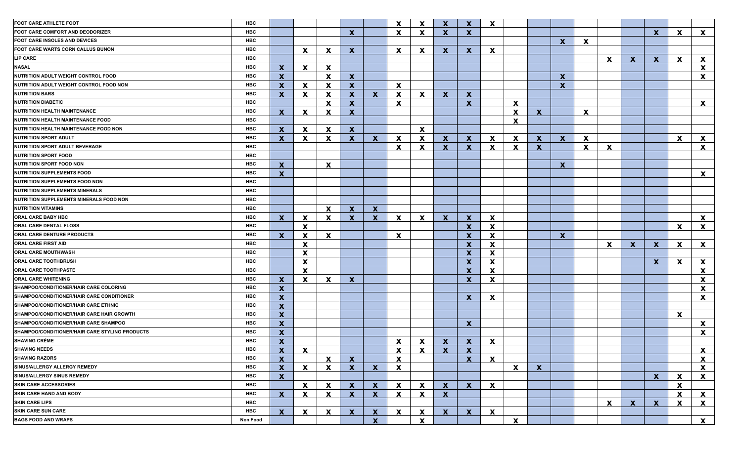| | | | | | | | | | | | | | | | | | | | | |
|---|---|---|---|---|---|---|---|---|---|---|---|---|---|---|---|---|---|---|---|---|
| FOOT CARE ATHLETE FOOT | HBC | | | | | | X | X | X | X | X | | | | | | | | | |
| FOOT CARE COMFORT AND DEODORIZER | HBC | | | | X | | X | X | X | X | | | | | | | | X | X | X |
| FOOT CARE INSOLES AND DEVICES | HBC | | | | | | | | | | | | | X | X | | | | | |
| FOOT CARE WARTS CORN CALLUS BUNON | HBC | | X | X | X | | X | X | X | X | X | | | | | | | | | |
| LIP CARE | HBC | | | | | | | | | | | | | | | X | X | X | X | X |
| NASAL | HBC | X | X | X | | | | | | | | | | | | | | | | X |
| NUTRITION ADULT WEIGHT CONTROL FOOD | HBC | X | | X | X | | | | | | | | | X | | | | | | X |
| NUTRITION ADULT WEIGHT CONTROL FOOD NON | HBC | X | X | X | X | | X | | | | | | | X | | | | | | |
| NUTRITION BARS | HBC | X | X | X | X | X | X | X | X | X | | | | | | | | | | |
| NUTRITION DIABETIC | HBC | | | X | X | | X | | | X | | X | | | | | | | | X |
| NUTRITION HEALTH MAINTENANCE | HBC | X | X | X | X | | | | | | | X | X | | X | | | | | |
| NUTRITION HEALTH MAINTENANCE FOOD | HBC | | | | | | | | | | | X | | | | | | | | |
| NUTRITION HEALTH MAINTENANCE FOOD NON | HBC | X | X | X | X | | | X | | | | | | | | | | | | |
| NUTRITION SPORT ADULT | HBC | X | X | X | X | X | X | X | X | X | X | X | X | X | X | | | | X | X |
| NUTRITION SPORT ADULT BEVERAGE | HBC | | | | | | X | X | X | X | X | X | X | | X | X | | | | X |
| NUTRITION SPORT FOOD | HBC | | | | | | | | | | | | | | | | | | | |
| NUTRITION SPORT FOOD NON | HBC | X | | X | | | | | | | | | | X | | | | | | |
| NUTRITION SUPPLEMENTS FOOD | HBC | X | | | | | | | | | | | | | | | | | | X |
| NUTRITION SUPPLEMENTS FOOD NON | HBC | | | | | | | | | | | | | | | | | | | |
| NUTRITION SUPPLEMENTS MINERALS | HBC | | | | | | | | | | | | | | | | | | | |
| NUTRITION SUPPLEMENTS MINERALS FOOD NON | HBC | | | | | | | | | | | | | | | | | | | |
| NUTRITION VITAMINS | HBC | | | X | X | X | | | | | | | | | | | | | | |
| ORAL CARE BABY HBC | HBC | X | X | X | X | X | X | X | X | X | X | | | | | | | | | X |
| ORAL CARE DENTAL FLOSS | HBC | | X | | | | | | | X | X | | | | | | | | X | X |
| ORAL CARE DENTURE PRODUCTS | HBC | X | X | X | | | X | | | X | X | | | X | | | | | | |
| ORAL CARE FIRST AID | HBC | | X | | | | | | | X | X | | | | | X | X | X | X | X |
| ORAL CARE MOUTHWASH | HBC | | X | | | | | | | X | X | | | | | | | | | |
| ORAL CARE TOOTHBRUSH | HBC | | X | | | | | | | X | X | | | | | | | X | X | X |
| ORAL CARE TOOTHPASTE | HBC | | X | | | | | | | X | X | | | | | | | | | X |
| ORAL CARE WHITENING | HBC | X | X | X | X | | | | | X | X | | | | | | | | | X |
| SHAMPOO/CONDITIONER/HAIR CARE COLORING | HBC | X | | | | | | | | | | | | | | | | | | X |
| SHAMPOO/CONDITIONER/HAIR CARE CONDITIONER | HBC | X | | | | | | | | X | X | | | | | | | | | X |
| SHAMPOO/CONDITIONER/HAIR CARE ETHNIC | HBC | X | | | | | | | | | | | | | | | | | | |
| SHAMPOO/CONDITIONER/HAIR CARE HAIR GROWTH | HBC | X | | | | | | | | | | | | | | | | | X | |
| SHAMPOO/CONDITIONER/HAIR CARE SHAMPOO | HBC | X | | | | | | | | X | | | | | | | | | | X |
| SHAMPOO/CONDITIONER/HAIR CARE STYLING PRODUCTS | HBC | X | | | | | | | | | | | | | | | | | | X |
| SHAVING CRÈME | HBC | X | | | | | X | X | X | X | X | | | | | | | | | |
| SHAVING NEEDS | HBC | X | X | | | | X | X | X | X | | | | | | | | | | X |
| SHAVING RAZORS | HBC | X | | X | X | | X | | | X | X | | | | | | | | | X |
| SINUS/ALLERGY ALLERGY REMEDY | HBC | X | X | X | X | X | X | | | | | X | X | | | | | | | X |
| SINUS/ALLERGY SINUS REMEDY | HBC | X | | | | | | | | | | | | | | | | X | X | X |
| SKIN CARE ACCESSORIES | HBC | | X | X | X | X | X | X | X | X | X | | | | | | | | X | |
| SKIN CARE HAND AND BODY | HBC | X | X | X | X | X | X | X | X | | | | | | | | | | X | X |
| SKIN CARE LIPS | HBC | | | | | | | | | | | | | | | X | X | X | X | X |
| SKIN CARE SUN CARE | HBC | X | X | X | X | X | X | X | X | X | X | | | | | | | | | |
| BAGS FOOD AND WRAPS | Non Food | | | | | X | | X | | | | X | | | | | | | | X |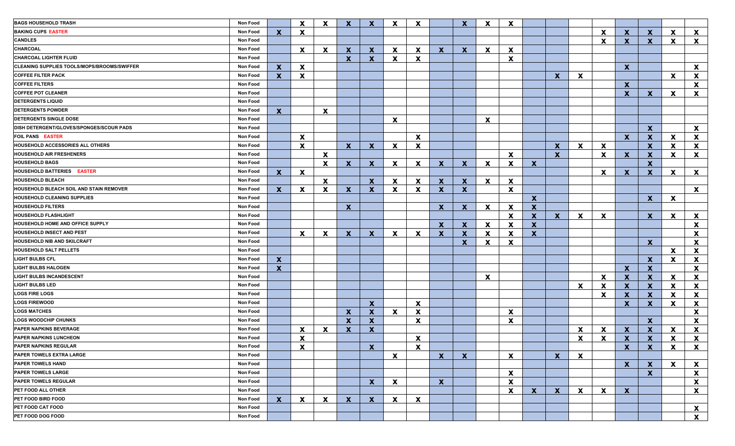| | | | | | | | | | | | | | | | | | | | | |
|---|---|---|---|---|---|---|---|---|---|---|---|---|---|---|---|---|---|---|---|---|
| BAGS HOUSEHOLD TRASH | Non Food | | X | X | X | X | X | X | | X | X | X | | | | | | | | |
| BAKING CUPS EASTER | Non Food | X | X | | | | | | | | | | | | | X | X | X | X | X |
| CANDLES | Non Food | | | | | | | | | | | | | | | X | X | X | X | X |
| CHARCOAL | Non Food | | X | X | X | X | X | X | X | X | X | X | | | | | | | | |
| CHARCOAL LIGHTER FLUID | Non Food | | | | X | X | X | X | | | | X | | | | | | | | |
| CLEANING SUPPLIES TOOLS/MOPS/BROOMS/SWIFFER | Non Food | X | X | | | | | | | | | | | | | | X | | | X |
| COFFEE FILTER PACK | Non Food | X | X | | | | | | | | | | | X | X | | | | X | X |
| COFFEE FILTERS | Non Food | | | | | | | | | | | | | | | | X | | | X |
| COFFEE POT CLEANER | Non Food | | | | | | | | | | | | | | | | X | X | X | X |
| DETERGENTS LIQUID | Non Food | | | | | | | | | | | | | | | | | | | |
| DETERGENTS POWDER | Non Food | X | | X | | | | | | | | | | | | | | | | |
| DETERGENTS SINGLE DOSE | Non Food | | | | | | X | | | | X | | | | | | | | | |
| DISH DETERGENT/GLOVES/SPONGES/SCOUR PADS | Non Food | | | | | | | | | | | | | | | | | X | | X |
| FOIL PANS EASTER | Non Food | | X | | | | | X | | | | | | | | | X | X | X | X |
| HOUSEHOLD ACCESSORIES ALL OTHERS | Non Food | | X | | X | X | X | X | | | | | | X | X | X | | X | X | X |
| HOUSEHOLD AIR FRESHENERS | Non Food | | | X | | | | | | | | X | | X | | X | X | X | X | X |
| HOUSEHOLD BAGS | Non Food | | | X | X | X | X | X | X | X | X | X | X | | | | | X | | |
| HOUSEHOLD BATTERIES EASTER | Non Food | X | X | | | | | | | | | | | | | X | X | X | X | X |
| HOUSEHOLD BLEACH | Non Food | | | X | | X | X | X | X | X | X | X | | | | | | | | |
| HOUSEHOLD BLEACH SOIL AND STAIN REMOVER | Non Food | X | X | X | X | X | X | X | X | X | | X | | | | | | | | X |
| HOUSEHOLD CLEANING SUPPLIES | Non Food | | | | | | | | | | | | X | | | | | X | X | |
| HOUSEHOLD FILTERS | Non Food | | | | X | | | | X | X | X | X | X | | | | | | | |
| HOUSEHOLD FLASHLIGHT | Non Food | | | | | | | | | | | X | X | X | X | X | | X | X | X |
| HOUSEHOLD HOME AND OFFICE SUPPLY | Non Food | | | | | | | | X | X | X | X | X | | | | | | | X |
| HOUSEHOLD INSECT AND PEST | Non Food | | X | X | X | X | X | X | X | X | X | X | X | | | | | | | X |
| HOUSEHOLD NIB AND SKILCRAFT | Non Food | | | | | | | | | X | X | X | | | | | | X | | X |
| HOUSEHOLD SALT PELLETS | Non Food | | | | | | | | | | | | | | | | | | X | X |
| LIGHT BULBS CFL | Non Food | X | | | | | | | | | | | | | | | | X | X | X |
| LIGHT BULBS HALOGEN | Non Food | X | | | | | | | | | | | | | | | X | X | | X |
| LIGHT BULBS INCANDESCENT | Non Food | | | | | | | | | | X | | | | | X | X | X | X | X |
| LIGHT BULBS LED | Non Food | | | | | | | | | | | | | | X | X | X | X | X | X |
| LOGS FIRE LOGS | Non Food | | | | | | | | | | | | | | | X | X | X | X | X |
| LOGS FIREWOOD | Non Food | | | | | X | | X | | | | | | | | | X | X | X | X |
| LOGS MATCHES | Non Food | | | | X | X | X | X | | | | X | | | | | | | | X |
| LOGS WOODCHIP CHUNKS | Non Food | | | | X | X | | X | | | | X | | | | | | X | | X |
| PAPER NAPKINS BEVERAGE | Non Food | | X | X | X | X | | | | | | | | | X | X | X | X | X | X |
| PAPER NAPKINS LUNCHEON | Non Food | | X | | | | | X | | | | | | | X | X | X | X | X | X |
| PAPER NAPKINS REGULAR | Non Food | | X | | | X | | X | | | | | | | | | X | X | X | X |
| PAPER TOWELS EXTRA LARGE | Non Food | | | | | | X | | X | X | | X | | X | X | | | | | |
| PAPER TOWELS HAND | Non Food | | | | | | | | | | | | | | | | X | X | X | X |
| PAPER TOWELS LARGE | Non Food | | | | | | | | | | | X | | | | | | X | | X |
| PAPER TOWELS REGULAR | Non Food | | | | | X | X | | X | | | X | | | | | | | | X |
| PET FOOD ALL OTHER | Non Food | | | | | | | | | | | X | X | X | X | X | X | | | X |
| PET FOOD BIRD FOOD | Non Food | X | X | X | X | X | X | X | | | | | | | | | | | | |
| PET FOOD CAT FOOD | Non Food | | | | | | | | | | | | | | | | | | | X |
| PET FOOD DOG FOOD | Non Food | | | | | | | | | | | | | | | | | | | X |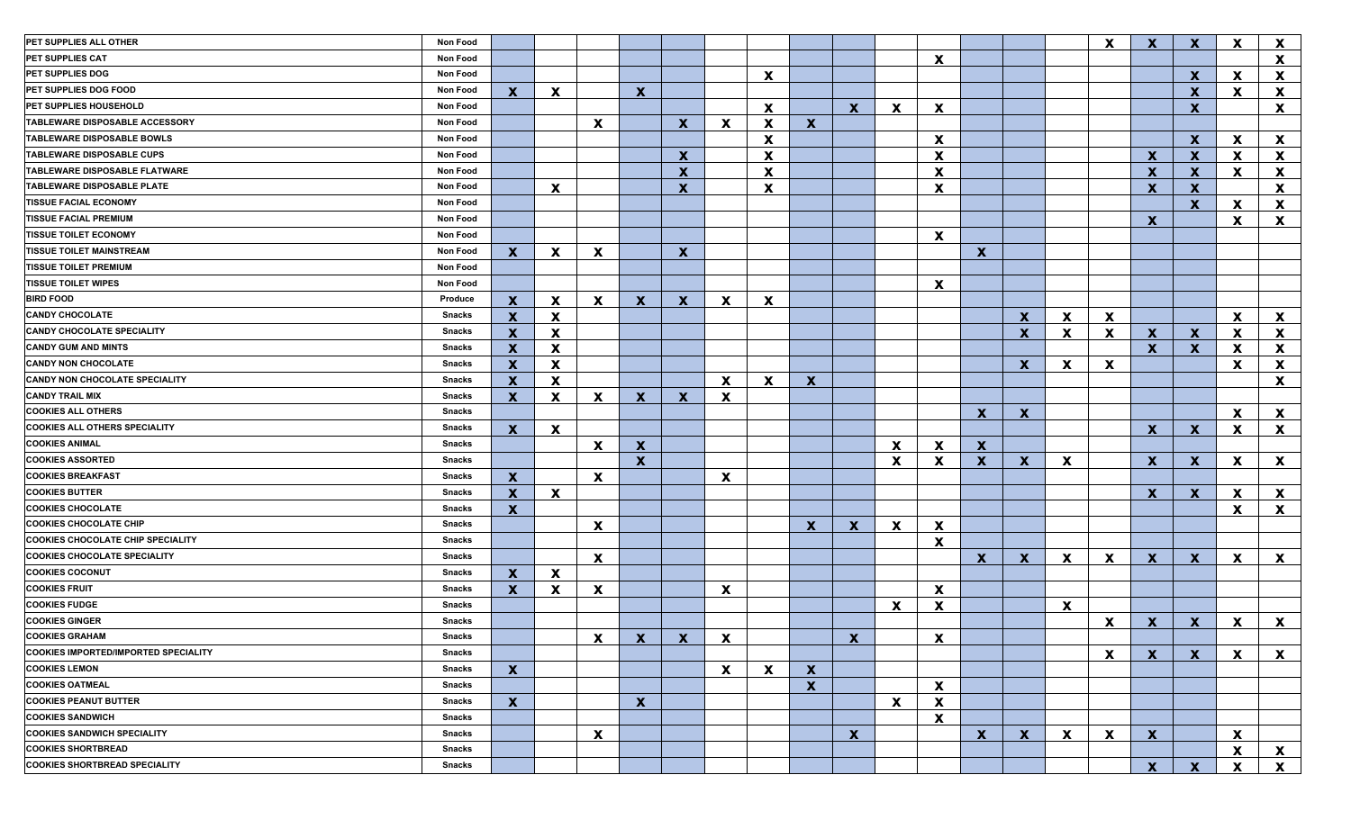| | | | | | | | | | | | | | | | | | | | | |
|---|---|---|---|---|---|---|---|---|---|---|---|---|---|---|---|---|---|---|---|---|
| PET SUPPLIES ALL OTHER | Non Food | | | | | | | | | | | | | | | X | X | X | X | X |
| PET SUPPLIES CAT | Non Food | | | | | | | | | | | X | | | | | | | | X |
| PET SUPPLIES DOG | Non Food | | | | | | | X | | | | | | | | | | X | X | X |
| PET SUPPLIES DOG FOOD | Non Food | X | X | | X | | | | | | | | | | | | | X | X | X |
| PET SUPPLIES HOUSEHOLD | Non Food | | | | | | | X | | X | X | X | | | | | | X | | X |
| TABLEWARE DISPOSABLE ACCESSORY | Non Food | | | X | | X | X | X | X | | | | | | | | | | | |
| TABLEWARE DISPOSABLE BOWLS | Non Food | | | | | | | X | | | | X | | | | | | X | X | X |
| TABLEWARE DISPOSABLE CUPS | Non Food | | | | | X | | X | | | | X | | | | | X | X | X | X |
| TABLEWARE DISPOSABLE FLATWARE | Non Food | | | | | X | | X | | | | X | | | | | X | X | X | X |
| TABLEWARE DISPOSABLE PLATE | Non Food | | X | | | X | | X | | | | X | | | | | X | X | | X |
| TISSUE FACIAL ECONOMY | Non Food | | | | | | | | | | | | | | | | | X | X | X |
| TISSUE FACIAL PREMIUM | Non Food | | | | | | | | | | | | | | | | X | | X | X |
| TISSUE TOILET ECONOMY | Non Food | | | | | | | | | | | X | | | | | | | | |
| TISSUE TOILET MAINSTREAM | Non Food | X | X | X | | X | | | | | | | X | | | | | | | |
| TISSUE TOILET PREMIUM | Non Food | | | | | | | | | | | | | | | | | | | |
| TISSUE TOILET WIPES | Non Food | | | | | | | | | | | X | | | | | | | | |
| BIRD FOOD | Produce | X | X | X | X | X | X | X | | | | | | | | | | | | |
| CANDY CHOCOLATE | Snacks | X | X | | | | | | | | | | | X | X | X | | | X | X |
| CANDY CHOCOLATE SPECIALITY | Snacks | X | X | | | | | | | | | | | X | X | X | X | X | X | X |
| CANDY GUM AND MINTS | Snacks | X | X | | | | | | | | | | | | | | X | X | X | X |
| CANDY NON CHOCOLATE | Snacks | X | X | | | | | | | | | | | X | X | X | | | X | X |
| CANDY NON CHOCOLATE SPECIALITY | Snacks | X | X | | | | X | X | X | | | | | | | | | | | X |
| CANDY TRAIL MIX | Snacks | X | X | X | X | X | X | | | | | | | | | | | | | |
| COOKIES ALL OTHERS | Snacks | | | | | | | | | | | | X | X | | | | | X | X |
| COOKIES ALL OTHERS SPECIALITY | Snacks | X | X | | | | | | | | | | | | | | X | X | X | X |
| COOKIES ANIMAL | Snacks | | | X | X | | | | | | X | X | X | | | | | | | |
| COOKIES ASSORTED | Snacks | | | | X | | | | | | X | X | X | X | X | | X | X | X | X |
| COOKIES BREAKFAST | Snacks | X | | X | | | X | | | | | | | | | | | | | |
| COOKIES BUTTER | Snacks | X | X | | | | | | | | | | | | | | X | X | X | X |
| COOKIES CHOCOLATE | Snacks | X | | | | | | | | | | | | | | | | | X | X |
| COOKIES CHOCOLATE CHIP | Snacks | | | X | | | | | X | X | X | X | | | | | | | | |
| COOKIES CHOCOLATE CHIP SPECIALITY | Snacks | | | | | | | | | | | X | | | | | | | | |
| COOKIES CHOCOLATE SPECIALITY | Snacks | | | X | | | | | | | | | X | X | X | X | X | X | X | X |
| COOKIES COCONUT | Snacks | X | X | | | | | | | | | | | | | | | | | |
| COOKIES FRUIT | Snacks | X | X | X | | | X | | | | | X | | | | | | | | |
| COOKIES FUDGE | Snacks | | | | | | | | | | X | X | | | X | | | | | |
| COOKIES GINGER | Snacks | | | | | | | | | | | | | | | X | X | X | X | X |
| COOKIES GRAHAM | Snacks | | | X | X | X | X | | | X | | X | | | | | | | | |
| COOKIES IMPORTED/IMPORTED SPECIALITY | Snacks | | | | | | | | | | | | | | | X | X | X | X | X |
| COOKIES LEMON | Snacks | X | | | | | X | X | X | | | | | | | | | | | |
| COOKIES OATMEAL | Snacks | | | | | | | | X | | | X | | | | | | | | |
| COOKIES PEANUT BUTTER | Snacks | X | | | X | | | | | | X | X | | | | | | | | |
| COOKIES SANDWICH | Snacks | | | | | | | | | | | X | | | | | | | | |
| COOKIES SANDWICH SPECIALITY | Snacks | | | X | | | | | | X | | | X | X | X | X | X | | X | |
| COOKIES SHORTBREAD | Snacks | | | | | | | | | | | | | | | | | | X | X |
| COOKIES SHORTBREAD SPECIALITY | Snacks | | | | | | | | | | | | | | | | X | X | X | X |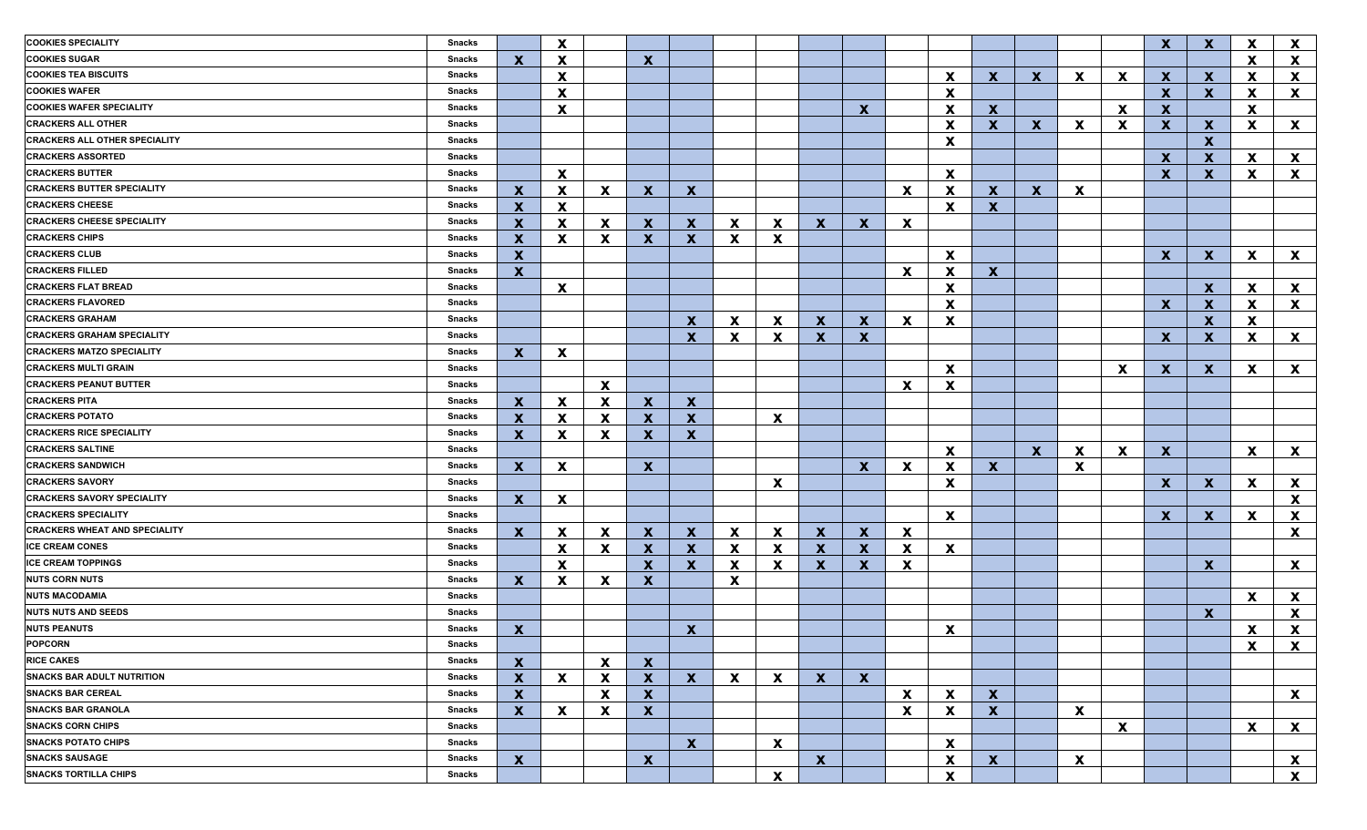| | | | | | | | | | | | | | | | | | | | | |
|---|---|---|---|---|---|---|---|---|---|---|---|---|---|---|---|---|---|---|---|---|
| COOKIES SPECIALITY | Snacks | | X | | | | | | | | | | | | | | X | X | X | X |
| COOKIES SUGAR | Snacks | X | X | | X | | | | | | | | | | | | | | X | X |
| COOKIES TEA BISCUITS | Snacks | | X | | | | | | | | | X | X | X | X | X | X | X | X | X |
| COOKIES WAFER | Snacks | | X | | | | | | | | | X | | | | | X | X | X | X |
| COOKIES WAFER SPECIALITY | Snacks | | X | | | | | | | X | | X | X | | | X | X | | X | |
| CRACKERS ALL OTHER | Snacks | | | | | | | | | | | X | X | X | X | X | X | X | X | X |
| CRACKERS ALL OTHER SPECIALITY | Snacks | | | | | | | | | | | X | | | | | | X | | |
| CRACKERS ASSORTED | Snacks | | | | | | | | | | | | | | | | X | X | X | X |
| CRACKERS BUTTER | Snacks | | X | | | | | | | | | X | | | | | X | X | X | X |
| CRACKERS BUTTER SPECIALITY | Snacks | X | X | X | X | X | | | | | X | X | X | X | X | | | | | |
| CRACKERS CHEESE | Snacks | X | X | | | | | | | | | X | X | | | | | | | |
| CRACKERS CHEESE SPECIALITY | Snacks | X | X | X | X | X | X | X | X | X | X | | | | | | | | | |
| CRACKERS CHIPS | Snacks | X | X | X | X | X | X | X | | | | | | | | | | | | |
| CRACKERS CLUB | Snacks | X | | | | | | | | | | X | | | | | X | X | X | X |
| CRACKERS FILLED | Snacks | X | | | | | | | | | X | X | X | | | | | | | |
| CRACKERS FLAT BREAD | Snacks | | X | | | | | | | | | X | | | | | | X | X | X |
| CRACKERS FLAVORED | Snacks | | | | | | | | | | | X | | | | | X | X | X | X |
| CRACKERS GRAHAM | Snacks | | | | | X | X | X | X | X | X | X | | | | | | X | X | |
| CRACKERS GRAHAM SPECIALITY | Snacks | | | | | X | X | X | X | X | | | | | | | X | X | X | X |
| CRACKERS MATZO SPECIALITY | Snacks | X | X | | | | | | | | | | | | | | | | | |
| CRACKERS MULTI GRAIN | Snacks | | | | | | | | | | | X | | | | X | X | X | X | X |
| CRACKERS PEANUT BUTTER | Snacks | | | X | | | | | | | X | X | | | | | | | | |
| CRACKERS PITA | Snacks | X | X | X | X | X | | | | | | | | | | | | | | |
| CRACKERS POTATO | Snacks | X | X | X | X | X | | X | | | | | | | | | | | | |
| CRACKERS RICE SPECIALITY | Snacks | X | X | X | X | X | | | | | | | | | | | | | | |
| CRACKERS SALTINE | Snacks | | | | | | | | | | | X | | X | X | X | X | | X | X |
| CRACKERS SANDWICH | Snacks | X | X | | X | | | | | X | X | X | X | | X | | | | | |
| CRACKERS SAVORY | Snacks | | | | | | | X | | | | X | | | | | X | X | X | X |
| CRACKERS SAVORY SPECIALITY | Snacks | X | X | | | | | | | | | | | | | | | | | X |
| CRACKERS SPECIALITY | Snacks | | | | | | | | | | | X | | | | | X | X | X | X |
| CRACKERS WHEAT AND SPECIALITY | Snacks | X | X | X | X | X | X | X | X | X | X | | | | | | | | | X |
| ICE CREAM CONES | Snacks | | X | X | X | X | X | X | X | X | X | X | | | | | | | | |
| ICE CREAM TOPPINGS | Snacks | | X | | X | X | X | X | X | X | X | | | | | | | X | | X |
| NUTS CORN NUTS | Snacks | X | X | X | X | | X | | | | | | | | | | | | | |
| NUTS MACODAMIA | Snacks | | | | | | | | | | | | | | | | | | X | X |
| NUTS NUTS AND SEEDS | Snacks | | | | | | | | | | | | | | | | | X | | X |
| NUTS PEANUTS | Snacks | X | | | | X | | | | | | X | | | | | | | X | X |
| POPCORN | Snacks | | | | | | | | | | | | | | | | | | X | X |
| RICE CAKES | Snacks | X | | X | X | | | | | | | | | | | | | | | |
| SNACKS BAR ADULT NUTRITION | Snacks | X | X | X | X | X | X | X | X | X | | | | | | | | | | |
| SNACKS BAR CEREAL | Snacks | X | | X | X | | | | | | X | X | X | | | | | | | X |
| SNACKS BAR GRANOLA | Snacks | X | X | X | X | | | | | | X | X | X | | X | | | | | |
| SNACKS CORN CHIPS | Snacks | | | | | | | | | | | | | | | X | | | X | X |
| SNACKS POTATO CHIPS | Snacks | | | | | X | | X | | | | X | | | | | | | | |
| SNACKS SAUSAGE | Snacks | X | | | X | | | | X | | | X | X | | X | | | | | X |
| SNACKS TORTILLA CHIPS | Snacks | | | | | | | X | | | | X | | | | | | | | X |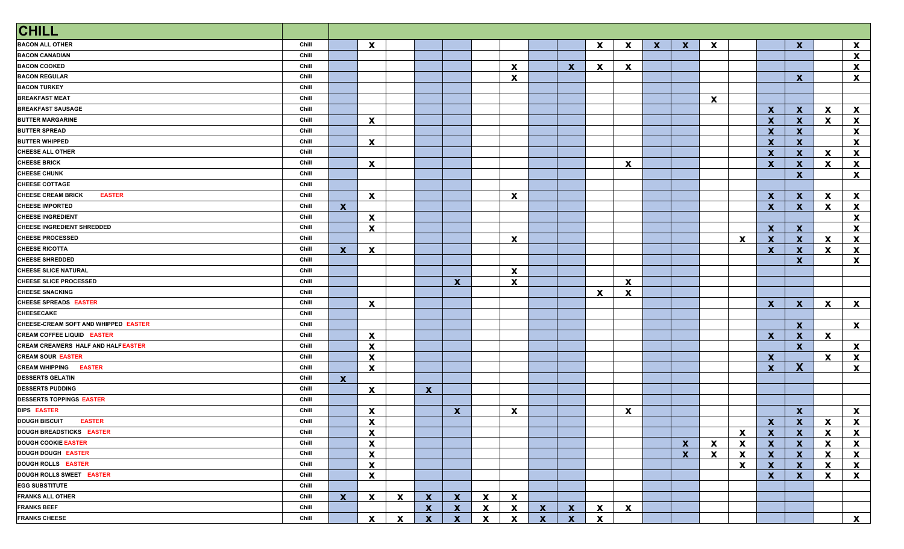| CHILL | | | | | | | | | | | | | | | | | | | | |
|---|---|---|---|---|---|---|---|---|---|---|---|---|---|---|---|---|---|---|---|---|
| BACON ALL OTHER | Chill | | X | | | | | | | | X | X | X | X | X | | | X | | X |
| BACON CANADIAN | Chill | | | | | | | | | | | | | | | | | | | X |
| BACON COOKED | Chill | | | | | | | X | | X | X | X | | | | | | | | X |
| BACON REGULAR | Chill | | | | | | | X | | | | | | | | | | X | | X |
| BACON TURKEY | Chill | | | | | | | | | | | | | | | | | | | |
| BREAKFAST MEAT | Chill | | | | | | | | | | | | | | X | | | | | |
| BREAKFAST SAUSAGE | Chill | | | | | | | | | | | | | | | | X | X | X | X |
| BUTTER MARGARINE | Chill | | X | | | | | | | | | | | | | | X | X | X | X |
| BUTTER SPREAD | Chill | | | | | | | | | | | | | | | | X | X | | X |
| BUTTER WHIPPED | Chill | | X | | | | | | | | | | | | | | X | X | | X |
| CHEESE ALL OTHER | Chill | | | | | | | | | | | | | | | | X | X | X | X |
| CHEESE BRICK | Chill | | X | | | | | | | | | X | | | | | X | X | X | X |
| CHEESE CHUNK | Chill | | | | | | | | | | | | | | | | | X | | X |
| CHEESE COTTAGE | Chill | | | | | | | | | | | | | | | | | | | |
| CHEESE CREAM BRICK EASTER | Chill | | X | | | | | X | | | | | | | | | X | X | X | X |
| CHEESE IMPORTED | Chill | X | | | | | | | | | | | | | | | X | X | X | X |
| CHEESE INGREDIENT | Chill | | X | | | | | | | | | | | | | | | | | X |
| CHEESE INGREDIENT SHREDDED | Chill | | X | | | | | | | | | | | | | | X | X | | X |
| CHEESE PROCESSED | Chill | | | | | | | X | | | | | | | | X | X | X | X | X |
| CHEESE RICOTTA | Chill | X | X | | | | | | | | | | | | | | X | X | X | X |
| CHEESE SHREDDED | Chill | | | | | | | | | | | | | | | | | X | | X |
| CHEESE SLICE NATURAL | Chill | | | | | | | X | | | | | | | | | | | | |
| CHEESE SLICE PROCESSED | Chill | | | | | X | | X | | | | X | | | | | | | | |
| CHEESE SNACKING | Chill | | | | | | | | | | X | X | | | | | | | | |
| CHEESE SPREADS EASTER | Chill | | X | | | | | | | | | | | | | | X | X | X | X |
| CHEESECAKE | Chill | | | | | | | | | | | | | | | | | | | |
| CHEESE-CREAM SOFT AND WHIPPED EASTER | Chill | | | | | | | | | | | | | | | | | X | | X |
| CREAM COFFEE LIQUID EASTER | Chill | | X | | | | | | | | | | | | | | X | X | X | |
| CREAM CREAMERS HALF AND HALF EASTER | Chill | | X | | | | | | | | | | | | | | | X | | X |
| CREAM SOUR EASTER | Chill | | X | | | | | | | | | | | | | | X | | X | X |
| CREAM WHIPPING EASTER | Chill | | X | | | | | | | | | | | | | | X | X | | X |
| DESSERTS GELATIN | Chill | X | | | | | | | | | | | | | | | | | | |
| DESSERTS PUDDING | Chill | | X | | X | | | | | | | | | | | | | | | |
| DESSERTS TOPPINGS EASTER | Chill | | | | | | | | | | | | | | | | | | | |
| DIPS EASTER | Chill | | X | | | X | | X | | | | X | | | | | | X | | X |
| DOUGH BISCUIT EASTER | Chill | | X | | | | | | | | | | | | | | X | X | X | X |
| DOUGH BREADSTICKS EASTER | Chill | | X | | | | | | | | | | | | | X | X | X | X | X |
| DOUGH COOKIE EASTER | Chill | | X | | | | | | | | | | | X | X | X | X | X | X | X |
| DOUGH DOUGH EASTER | Chill | | X | | | | | | | | | | | X | X | X | X | X | X | X |
| DOUGH ROLLS EASTER | Chill | | X | | | | | | | | | | | | | X | X | X | X | X |
| DOUGH ROLLS SWEET EASTER | Chill | | X | | | | | | | | | | | | | | X | X | X | X |
| EGG SUBSTITUTE | Chill | | | | | | | | | | | | | | | | | | | |
| FRANKS ALL OTHER | Chill | X | X | X | X | X | X | X | | | | | | | | | | | | |
| FRANKS BEEF | Chill | | | | X | X | X | X | X | X | X | X | | | | | | | | |
| FRANKS CHEESE | Chill | | X | X | X | X | X | X | X | X | X | | | | | | | | | X |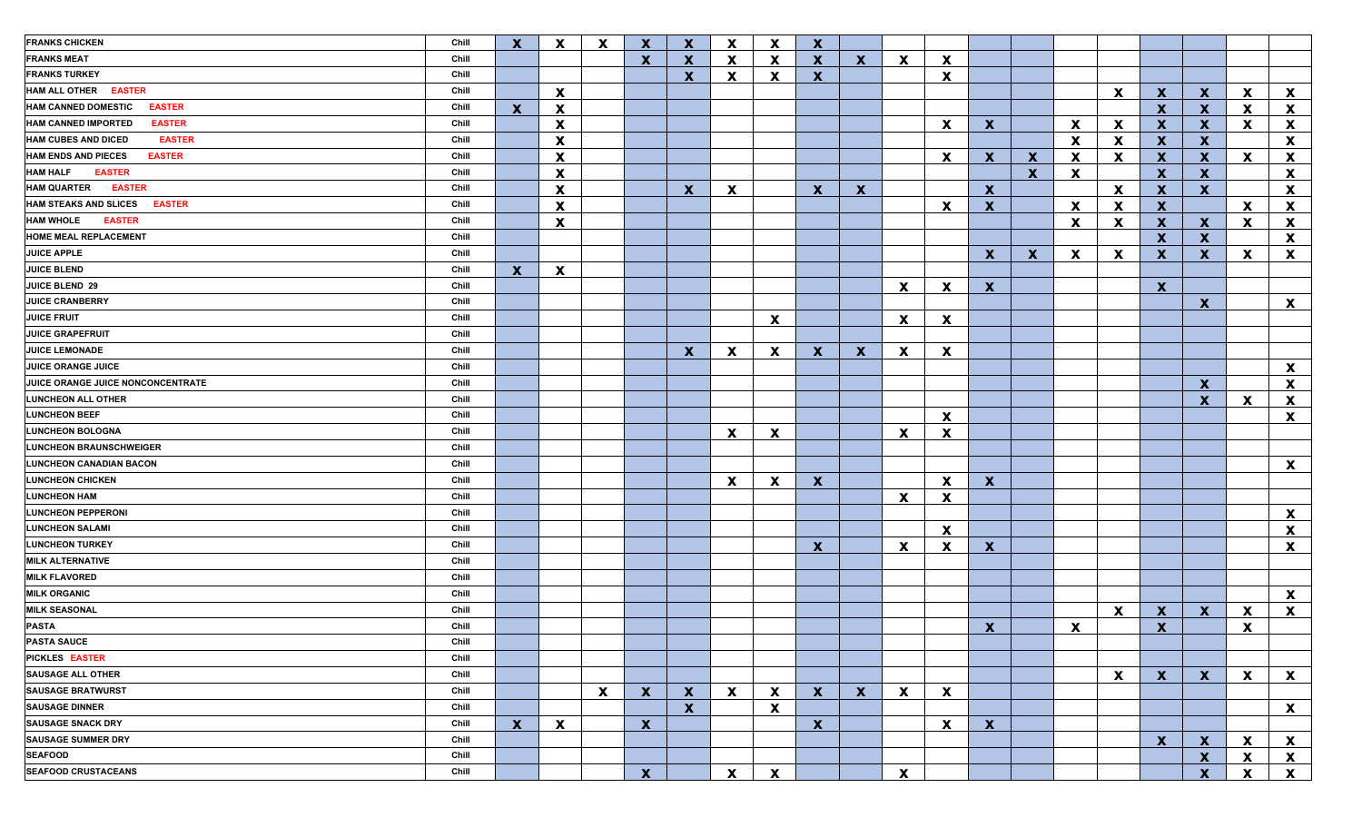| | | | | | | | | | | | | | | | | | | | | |
|---|---|---|---|---|---|---|---|---|---|---|---|---|---|---|---|---|---|---|---|---|
| FRANKS CHICKEN | Chill | X | X | X | X | X | X | X | X | | | | | | | | | | | |
| FRANKS MEAT | Chill | | | | X | X | X | X | X | X | X | X | | | | | | | | |
| FRANKS TURKEY | Chill | | | | | X | X | X | X | | | X | | | | | | | | |
| HAM ALL OTHER EASTER | Chill | | X | | | | | | | | | | | | | X | X | X | X | X |
| HAM CANNED DOMESTIC EASTER | Chill | X | X | | | | | | | | | | | | | | X | X | X | X |
| HAM CANNED IMPORTED EASTER | Chill | | X | | | | | | | | | X | X | | X | X | X | X | X | X |
| HAM CUBES AND DICED EASTER | Chill | | X | | | | | | | | | | | | X | X | X | X | | X |
| HAM ENDS AND PIECES EASTER | Chill | | X | | | | | | | | | X | X | X | X | X | X | X | X | X |
| HAM HALF EASTER | Chill | | X | | | | | | | | | | | X | X | | X | X | | X |
| HAM QUARTER EASTER | Chill | | X | | | X | X | | X | X | | | X | | | X | X | X | | X |
| HAM STEAKS AND SLICES EASTER | Chill | | X | | | | | | | | | X | X | | X | X | X | | X | X |
| HAM WHOLE EASTER | Chill | | X | | | | | | | | | | | | X | X | X | X | X | X |
| HOME MEAL REPLACEMENT | Chill | | | | | | | | | | | | | | | | X | X | | X |
| JUICE APPLE | Chill | | | | | | | | | | | | X | X | X | X | X | X | X | X |
| JUICE BLEND | Chill | X | X | | | | | | | | | | | | | | | | | |
| JUICE BLEND 29 | Chill | | | | | | | | | | X | X | X | | | | X | | | |
| JUICE CRANBERRY | Chill | | | | | | | | | | | | | | | | | X | | X |
| JUICE FRUIT | Chill | | | | | | | X | | | X | X | | | | | | | | |
| JUICE GRAPEFRUIT | Chill | | | | | | | | | | | | | | | | | | | |
| JUICE LEMONADE | Chill | | | | | X | X | X | X | X | X | X | | | | | | | | |
| JUICE ORANGE JUICE | Chill | | | | | | | | | | | | | | | | | | | X |
| JUICE ORANGE JUICE NONCONCENTRATE | Chill | | | | | | | | | | | | | | | | | X | | X |
| LUNCHEON ALL OTHER | Chill | | | | | | | | | | | | | | | | | X | X | X |
| LUNCHEON BEEF | Chill | | | | | | | | | | | X | | | | | | | | X |
| LUNCHEON BOLOGNA | Chill | | | | | | X | X | | | X | X | | | | | | | | |
| LUNCHEON BRAUNSCHWEIGER | Chill | | | | | | | | | | | | | | | | | | | |
| LUNCHEON CANADIAN BACON | Chill | | | | | | | | | | | | | | | | | | | X |
| LUNCHEON CHICKEN | Chill | | | | | | X | X | X | | | X | X | | | | | | | |
| LUNCHEON HAM | Chill | | | | | | | | | | X | X | | | | | | | | |
| LUNCHEON PEPPERONI | Chill | | | | | | | | | | | | | | | | | | | X |
| LUNCHEON SALAMI | Chill | | | | | | | | | | | X | | | | | | | | X |
| LUNCHEON TURKEY | Chill | | | | | | | | X | | X | X | X | | | | | | | X |
| MILK ALTERNATIVE | Chill | | | | | | | | | | | | | | | | | | | |
| MILK FLAVORED | Chill | | | | | | | | | | | | | | | | | | | |
| MILK ORGANIC | Chill | | | | | | | | | | | | | | | | | | | X |
| MILK SEASONAL | Chill | | | | | | | | | | | | | | | X | X | X | X | X |
| PASTA | Chill | | | | | | | | | | | | X | | X | | X | | X | |
| PASTA SAUCE | Chill | | | | | | | | | | | | | | | | | | | |
| PICKLES EASTER | Chill | | | | | | | | | | | | | | | | | | | |
| SAUSAGE ALL OTHER | Chill | | | | | | | | | | | | | | | X | X | X | X | X |
| SAUSAGE BRATWURST | Chill | | | X | X | X | X | X | X | X | X | X | | | | | | | | |
| SAUSAGE DINNER | Chill | | | | | X | | X | | | | | | | | | | | | X |
| SAUSAGE SNACK DRY | Chill | X | X | | X | | | | X | | | X | X | | | | | | | |
| SAUSAGE SUMMER DRY | Chill | | | | | | | | | | | | | | | | X | X | X | X |
| SEAFOOD | Chill | | | | | | | | | | | | | | | | | X | X | X |
| SEAFOOD CRUSTACEANS | Chill | | | | X | | X | X | | | X | | | | | | | X | X | X |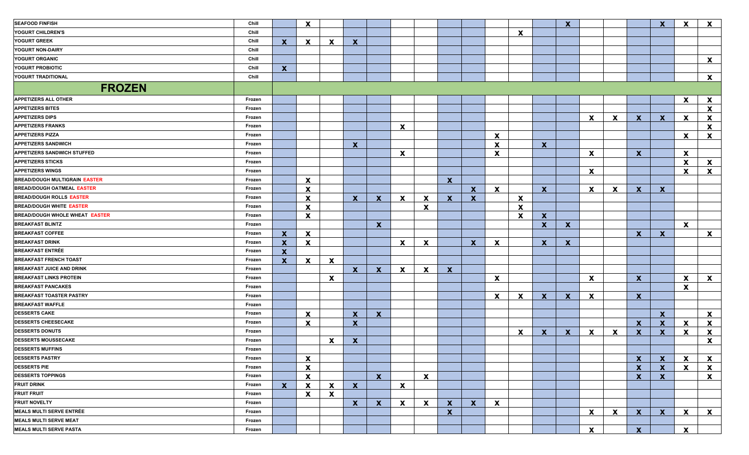| | | | | | | | | | | | | | | | | | | | | |
|---|---|---|---|---|---|---|---|---|---|---|---|---|---|---|---|---|---|---|---|---|
| SEAFOOD FINFISH | Chill | | X | | | | | | | | | | | X | | | | X | X | X |
| YOGURT CHILDREN'S | Chill | | | | | | | | | | | X | | | | | | | | |
| YOGURT GREEK | Chill | X | X | X | X | | | | | | | | | | | | | | | |
| YOGURT NON-DAIRY | Chill | | | | | | | | | | | | | | | | | | | |
| YOGURT ORGANIC | Chill | | | | | | | | | | | | | | | | | | | X |
| YOGURT PROBIOTIC | Chill | X | | | | | | | | | | | | | | | | | | |
| YOGURT TRADITIONAL | Chill | | | | | | | | | | | | | | | | | | | X |
| **FROZEN** | | | | | | | | | | | | | | | | | | | | |
| APPETIZERS ALL OTHER | Frozen | | | | | | | | | | | | | | | | | | X | X |
| APPETIZERS BITES | Frozen | | | | | | | | | | | | | | | | | | | X |
| APPETIZERS DIPS | Frozen | | | | | | | | | | | | | | X | X | X | X | X | X |
| APPETIZERS FRANKS | Frozen | | | | | | X | | | | | | | | | | | | | X |
| APPETIZERS PIZZA | Frozen | | | | | | | | | | X | | | | | | | | X | X |
| APPETIZERS SANDWICH | Frozen | | | | X | | | | | | X | | X | | | | | | | |
| APPETIZERS SANDWICH STUFFED | Frozen | | | | | | X | | | | X | | | | X | | X | | X | |
| APPETIZERS STICKS | Frozen | | | | | | | | | | | | | | | | | | X | X |
| APPETIZERS WINGS | Frozen | | | | | | | | | | | | | | X | | | | X | X |
| BREAD/DOUGH MULTIGRAIN EASTER | Frozen | | X | | | | | | X | | | | | | | | | | | |
| BREAD/DOUGH OATMEAL EASTER | Frozen | | X | | | | | | | X | X | | X | | X | X | X | X | | |
| BREAD/DOUGH ROLLS EASTER | Frozen | | X | | X | X | X | X | X | X | | X | | | | | | | | |
| BREAD/DOUGH WHITE EASTER | Frozen | | X | | | | | X | | | | X | | | | | | | | |
| BREAD/DOUGH WHOLE WHEAT EASTER | Frozen | | X | | | | | | | | | X | X | | | | | | | |
| BREAKFAST BLINTZ | Frozen | | | | | X | | | | | | | X | X | | | | | X | |
| BREAKFAST COFFEE | Frozen | X | X | | | | | | | | | | | | | | X | X | | X |
| BREAKFAST DRINK | Frozen | X | X | | | | X | X | | X | X | | X | X | | | | | | |
| BREAKFAST ENTRÉE | Frozen | X | | | | | | | | | | | | | | | | | | |
| BREAKFAST FRENCH TOAST | Frozen | X | X | X | | | | | | | | | | | | | | | | |
| BREAKFAST JUICE AND DRINK | Frozen | | | | X | X | X | X | X | | | | | | | | | | | |
| BREAKFAST LINKS PROTEIN | Frozen | | | X | | | | | | | X | | | | X | | X | | X | X |
| BREAKFAST PANCAKES | Frozen | | | | | | | | | | | | | | | | | | X | |
| BREAKFAST TOASTER PASTRY | Frozen | | | | | | | | | | X | X | X | X | X | | X | | | |
| BREAKFAST WAFFLE | Frozen | | | | | | | | | | | | | | | | | | | |
| DESSERTS CAKE | Frozen | | X | | X | X | | | | | | | | | | | | X | | X |
| DESSERTS CHEESECAKE | Frozen | | X | | X | | | | | | | | | | | | X | X | X | X |
| DESSERTS DONUTS | Frozen | | | | | | | | | | | X | X | X | X | X | X | X | X | X |
| DESSERTS MOUSSECAKE | Frozen | | | X | X | | | | | | | | | | | | | | | X |
| DESSERTS MUFFINS | Frozen | | | | | | | | | | | | | | | | | | | |
| DESSERTS PASTRY | Frozen | | X | | | | | | | | | | | | | | X | X | X | X |
| DESSERTS PIE | Frozen | | X | | | | | | | | | | | | | | X | X | X | X |
| DESSERTS TOPPINGS | Frozen | | X | | | X | | X | | | | | | | | | X | X | | X |
| FRUIT DRINK | Frozen | X | X | X | X | | X | | | | | | | | | | | | | |
| FRUIT FRUIT | Frozen | | X | X | | | | | | | | | | | | | | | | |
| FRUIT NOVELTY | Frozen | | | | X | X | X | X | X | X | X | | | | | | | | | |
| MEALS MULTI SERVE ENTRÉE | Frozen | | | | | | | | X | | | | | | X | X | X | X | X | X |
| MEALS MULTI SERVE MEAT | Frozen | | | | | | | | | | | | | | | | | | | |
| MEALS MULTI SERVE PASTA | Frozen | | | | | | | | | | | | | | X | | X | | X | |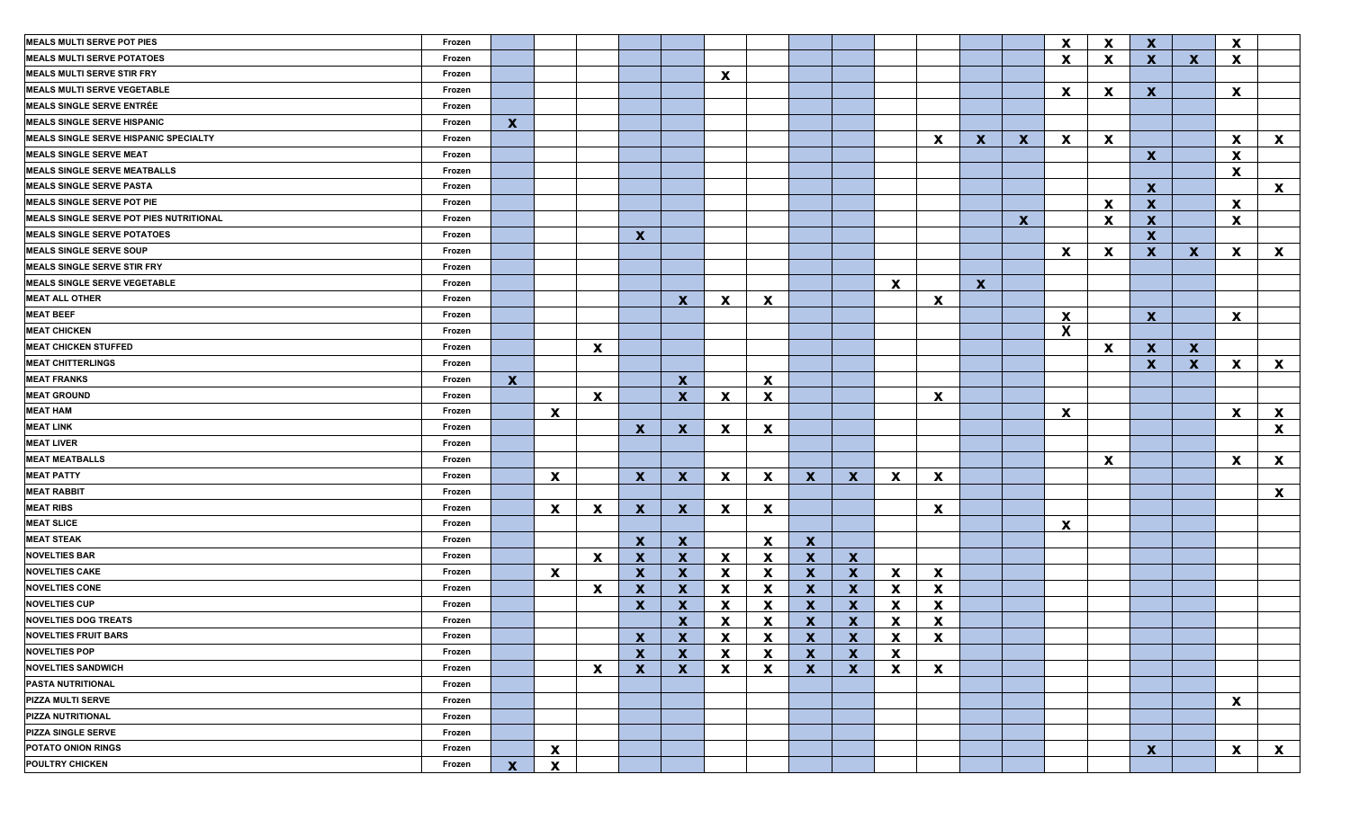| | | | | | | | | | | | | | | | | | | | | |
|---|---|---|---|---|---|---|---|---|---|---|---|---|---|---|---|---|---|---|---|---|
| **MEALS MULTI SERVE POT PIES** | Frozen | | | | | | | | | | | | | | X | X | X | | X | |
| **MEALS MULTI SERVE POTATOES** | Frozen | | | | | | | | | | | | | | X | X | X | X | X | |
| **MEALS MULTI SERVE STIR FRY** | Frozen | | | | | | X | | | | | | | | | | | | | |
| **MEALS MULTI SERVE VEGETABLE** | Frozen | | | | | | | | | | | | | | X | X | X | | X | |
| **MEALS SINGLE SERVE ENTRÉE** | Frozen | | | | | | | | | | | | | | | | | | | |
| **MEALS SINGLE SERVE HISPANIC** | Frozen | X | | | | | | | | | | | | | | | | | | |
| **MEALS SINGLE SERVE HISPANIC SPECIALTY** | Frozen | | | | | | | | | | | X | X | X | X | X | | | X | X |
| **MEALS SINGLE SERVE MEAT** | Frozen | | | | | | | | | | | | | | | | X | | X | |
| **MEALS SINGLE SERVE MEATBALLS** | Frozen | | | | | | | | | | | | | | | | | | X | |
| **MEALS SINGLE SERVE PASTA** | Frozen | | | | | | | | | | | | | | | | X | | | X |
| **MEALS SINGLE SERVE POT PIE** | Frozen | | | | | | | | | | | | | | | X | X | | X | |
| **MEALS SINGLE SERVE POT PIES NUTRITIONAL** | Frozen | | | | | | | | | | | | | X | | X | X | | X | |
| **MEALS SINGLE SERVE POTATOES** | Frozen | | | | X | | | | | | | | | | | | X | | | |
| **MEALS SINGLE SERVE SOUP** | Frozen | | | | | | | | | | | | | | X | X | X | X | X | X |
| **MEALS SINGLE SERVE STIR FRY** | Frozen | | | | | | | | | | | | | | | | | | | |
| **MEALS SINGLE SERVE VEGETABLE** | Frozen | | | | | | | | | | X | | X | | | | | | | |
| **MEAT ALL OTHER** | Frozen | | | | | X | X | X | | | | X | | | | | | | | |
| **MEAT BEEF** | Frozen | | | | | | | | | | | | | | X | | X | | X | |
| **MEAT CHICKEN** | Frozen | | | | | | | | | | | | | | X | | | | | |
| **MEAT CHICKEN STUFFED** | Frozen | | | X | | | | | | | | | | | | X | X | X | | |
| **MEAT CHITTERLINGS** | Frozen | | | | | | | | | | | | | | | | X | X | X | X |
| **MEAT FRANKS** | Frozen | X | | | | X | | X | | | | | | | | | | | | |
| **MEAT GROUND** | Frozen | | | X | | X | X | X | | | | X | | | | | | | | |
| **MEAT HAM** | Frozen | | X | | | | | | | | | | | | X | | | | X | X |
| **MEAT LINK** | Frozen | | | | X | X | X | X | | | | | | | | | | | | X |
| **MEAT LIVER** | Frozen | | | | | | | | | | | | | | | | | | | |
| **MEAT MEATBALLS** | Frozen | | | | | | | | | | | | | | | X | | | X | X |
| **MEAT PATTY** | Frozen | | X | | X | X | X | X | X | X | X | X | | | | | | | | |
| **MEAT RABBIT** | Frozen | | | | | | | | | | | | | | | | | | | X |
| **MEAT RIBS** | Frozen | | X | X | X | X | X | X | | | | X | | | | | | | | |
| **MEAT SLICE** | Frozen | | | | | | | | | | | | | | X | | | | | |
| **MEAT STEAK** | Frozen | | | | X | X | | X | X | | | | | | | | | | | |
| **NOVELTIES BAR** | Frozen | | | X | X | X | X | X | X | X | | | | | | | | | | |
| **NOVELTIES CAKE** | Frozen | | X | | X | X | X | X | X | X | X | X | | | | | | | | |
| **NOVELTIES CONE** | Frozen | | | X | X | X | X | X | X | X | X | X | | | | | | | | |
| **NOVELTIES CUP** | Frozen | | | | X | X | X | X | X | X | X | X | | | | | | | | |
| **NOVELTIES DOG TREATS** | Frozen | | | | | X | X | X | X | X | X | X | | | | | | | | |
| **NOVELTIES FRUIT BARS** | Frozen | | | | X | X | X | X | X | X | X | X | | | | | | | | |
| **NOVELTIES POP** | Frozen | | | | X | X | X | X | X | X | X | | | | | | | | | |
| **NOVELTIES SANDWICH** | Frozen | | | X | X | X | X | X | X | X | X | X | | | | | | | | |
| **PASTA NUTRITIONAL** | Frozen | | | | | | | | | | | | | | | | | | | |
| **PIZZA MULTI SERVE** | Frozen | | | | | | | | | | | | | | | | | | X | |
| **PIZZA NUTRITIONAL** | Frozen | | | | | | | | | | | | | | | | | | | |
| **PIZZA SINGLE SERVE** | Frozen | | | | | | | | | | | | | | | | | | | |
| **POTATO ONION RINGS** | Frozen | | X | | | | | | | | | | | | | | X | | X | X |
| **POULTRY CHICKEN** | Frozen | X | X | | | | | | | | | | | | | | | | | |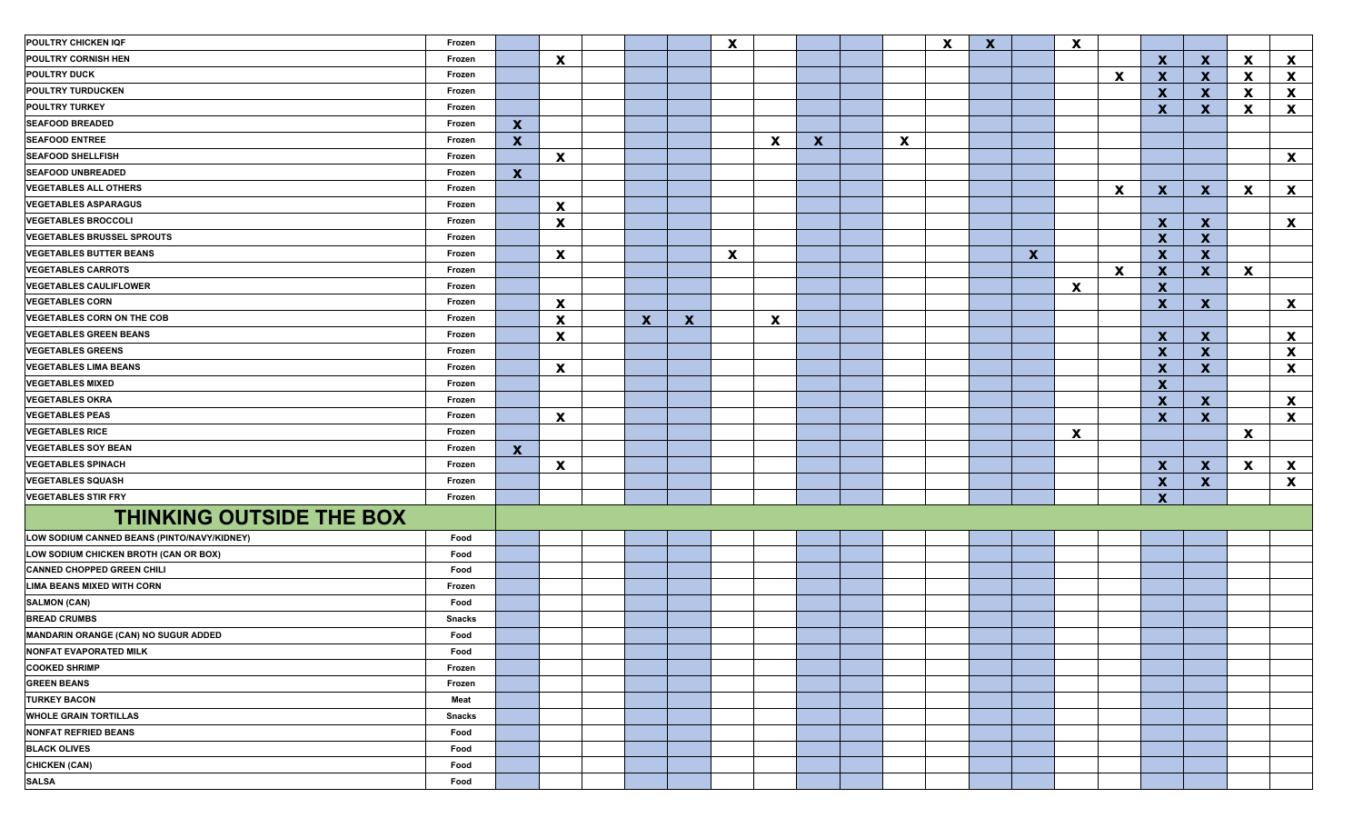| | | | | | | | | | | | | | | | | | | | | |
|---|---|---|---|---|---|---|---|---|---|---|---|---|---|---|---|---|---|---|---|---|
| POULTRY CHICKEN IQF | Frozen | | | | | | X | | | | | X | X | | X | | | | | |
| POULTRY CORNISH HEN | Frozen | | X | | | | | | | | | | | | | | X | X | X | X |
| POULTRY DUCK | Frozen | | | | | | | | | | | | | | | X | X | X | X | X |
| POULTRY TURDUCKEN | Frozen | | | | | | | | | | | | | | | | X | X | X | X |
| POULTRY TURKEY | Frozen | | | | | | | | | | | | | | | | X | X | X | X |
| SEAFOOD BREADED | Frozen | X | | | | | | | | | | | | | | | | | | |
| SEAFOOD ENTREE | Frozen | X | | | | | | X | X | | X | | | | | | | | | |
| SEAFOOD SHELLFISH | Frozen | | X | | | | | | | | | | | | | | | | | X |
| SEAFOOD UNBREADED | Frozen | X | | | | | | | | | | | | | | | | | | |
| VEGETABLES ALL OTHERS | Frozen | | | | | | | | | | | | | | | X | X | X | X | X |
| VEGETABLES ASPARAGUS | Frozen | | X | | | | | | | | | | | | | | | | | |
| VEGETABLES BROCCOLI | Frozen | | X | | | | | | | | | | | | | | X | X | | X |
| VEGETABLES BRUSSEL SPROUTS | Frozen | | | | | | | | | | | | | | | | X | X | | |
| VEGETABLES BUTTER BEANS | Frozen | | X | | | | X | | | | | | | X | | | X | X | | |
| VEGETABLES CARROTS | Frozen | | | | | | | | | | | | | | | X | X | X | X | |
| VEGETABLES CAULIFLOWER | Frozen | | | | | | | | | | | | | | X | | X | | | |
| VEGETABLES CORN | Frozen | | X | | | | | | | | | | | | | | X | X | | X |
| VEGETABLES CORN ON THE COB | Frozen | | X | | X | X | | X | | | | | | | | | | | | |
| VEGETABLES GREEN BEANS | Frozen | | X | | | | | | | | | | | | | | X | X | | X |
| VEGETABLES GREENS | Frozen | | | | | | | | | | | | | | | | X | X | | X |
| VEGETABLES LIMA BEANS | Frozen | | X | | | | | | | | | | | | | | X | X | | X |
| VEGETABLES MIXED | Frozen | | | | | | | | | | | | | | | | X | | | |
| VEGETABLES OKRA | Frozen | | | | | | | | | | | | | | | | X | X | | X |
| VEGETABLES PEAS | Frozen | | X | | | | | | | | | | | | | | X | X | | X |
| VEGETABLES RICE | Frozen | | | | | | | | | | | | | | X | | | | X | |
| VEGETABLES SOY BEAN | Frozen | X | | | | | | | | | | | | | | | | | | |
| VEGETABLES SPINACH | Frozen | | X | | | | | | | | | | | | | | X | X | X | X |
| VEGETABLES SQUASH | Frozen | | | | | | | | | | | | | | | | X | X | | X |
| VEGETABLES STIR FRY | Frozen | | | | | | | | | | | | | | | | X | | | |
| **THINKING OUTSIDE THE BOX** | | | | | | | | | | | | | | | | | | | | |
| LOW SODIUM CANNED BEANS (PINTO/NAVY/KIDNEY) | Food | | | | | | | | | | | | | | | | | | | |
| LOW SODIUM CHICKEN BROTH (CAN OR BOX) | Food | | | | | | | | | | | | | | | | | | | |
| CANNED CHOPPED GREEN CHILI | Food | | | | | | | | | | | | | | | | | | | |
| LIMA BEANS MIXED WITH CORN | Frozen | | | | | | | | | | | | | | | | | | | |
| SALMON (CAN) | Food | | | | | | | | | | | | | | | | | | | |
| BREAD CRUMBS | Snacks | | | | | | | | | | | | | | | | | | | |
| MANDARIN ORANGE (CAN) NO SUGUR ADDED | Food | | | | | | | | | | | | | | | | | | | |
| NONFAT EVAPORATED MILK | Food | | | | | | | | | | | | | | | | | | | |
| COOKED SHRIMP | Frozen | | | | | | | | | | | | | | | | | | | |
| GREEN BEANS | Frozen | | | | | | | | | | | | | | | | | | | |
| TURKEY BACON | Meat | | | | | | | | | | | | | | | | | | | |
| WHOLE GRAIN TORTILLAS | Snacks | | | | | | | | | | | | | | | | | | | |
| NONFAT REFRIED BEANS | Food | | | | | | | | | | | | | | | | | | | |
| BLACK OLIVES | Food | | | | | | | | | | | | | | | | | | | |
| CHICKEN (CAN) | Food | | | | | | | | | | | | | | | | | | | |
| SALSA | Food | | | | | | | | | | | | | | | | | | | |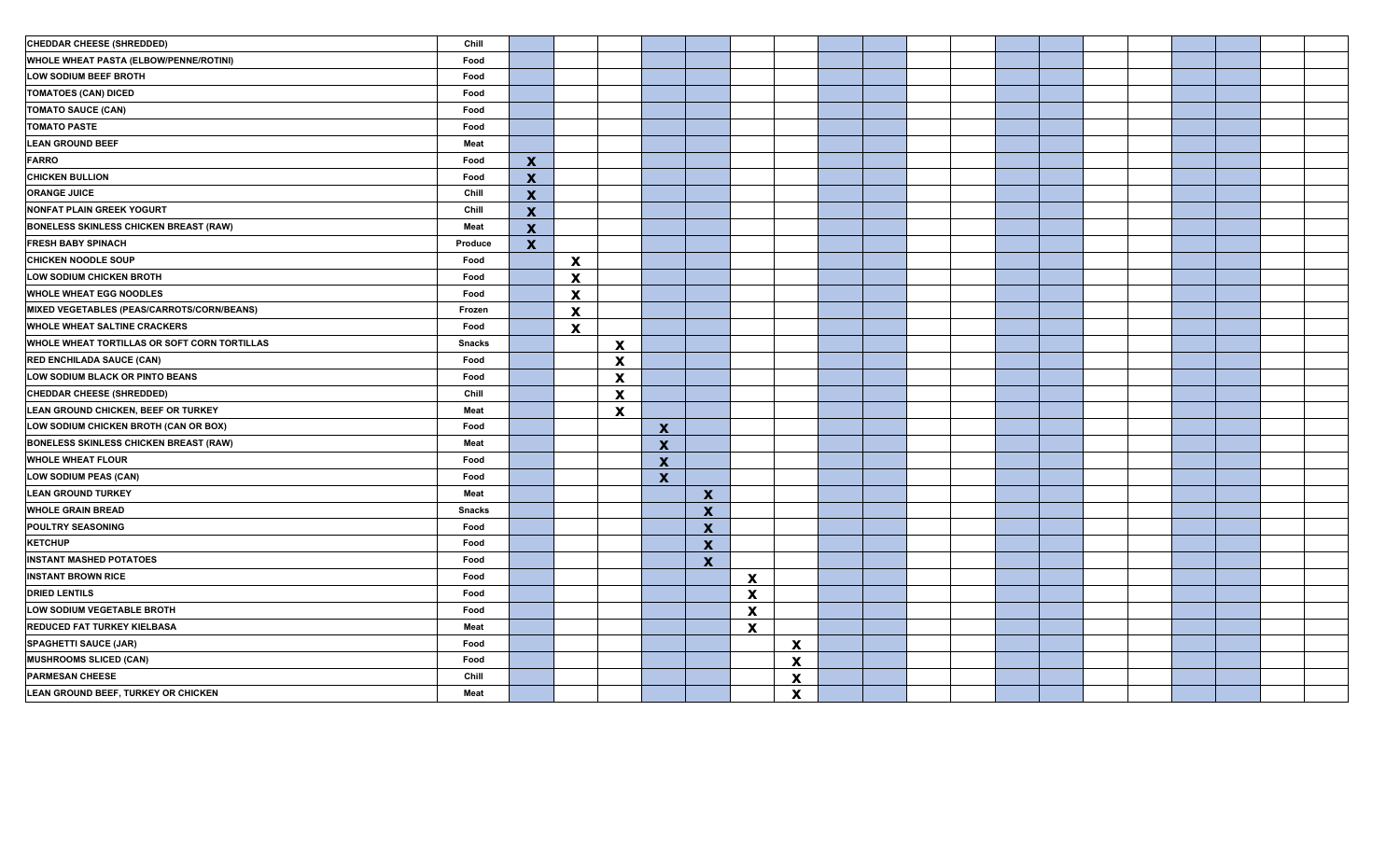| | | | | | | | | | | | | | | | | | | | | |
|---|---|---|---|---|---|---|---|---|---|---|---|---|---|---|---|---|---|---|---|---|
| **CHEDDAR CHEESE (SHREDDED)** | Chill | | | | | | | | | | | | | | | | | | | |
| **WHOLE WHEAT PASTA (ELBOW/PENNE/ROTINI)** | Food | | | | | | | | | | | | | | | | | | | |
| **LOW SODIUM BEEF BROTH** | Food | | | | | | | | | | | | | | | | | | | |
| **TOMATOES (CAN) DICED** | Food | | | | | | | | | | | | | | | | | | | |
| **TOMATO SAUCE (CAN)** | Food | | | | | | | | | | | | | | | | | | | |
| **TOMATO PASTE** | Food | | | | | | | | | | | | | | | | | | | |
| **LEAN GROUND BEEF** | Meat | | | | | | | | | | | | | | | | | | | |
| **FARRO** | Food | X | | | | | | | | | | | | | | | | | | |
| **CHICKEN BULLION** | Food | X | | | | | | | | | | | | | | | | | | |
| **ORANGE JUICE** | Chill | X | | | | | | | | | | | | | | | | | | |
| **NONFAT PLAIN GREEK YOGURT** | Chill | X | | | | | | | | | | | | | | | | | | |
| **BONELESS SKINLESS CHICKEN BREAST (RAW)** | Meat | X | | | | | | | | | | | | | | | | | | |
| **FRESH BABY SPINACH** | Produce | X | | | | | | | | | | | | | | | | | | |
| **CHICKEN NOODLE SOUP** | Food | | X | | | | | | | | | | | | | | | | | |
| **LOW SODIUM CHICKEN BROTH** | Food | | X | | | | | | | | | | | | | | | | | |
| **WHOLE WHEAT EGG NOODLES** | Food | | X | | | | | | | | | | | | | | | | | |
| **MIXED VEGETABLES (PEAS/CARROTS/CORN/BEANS)** | Frozen | | X | | | | | | | | | | | | | | | | | |
| **WHOLE WHEAT SALTINE CRACKERS** | Food | | X | | | | | | | | | | | | | | | | | |
| **WHOLE WHEAT TORTILLAS OR SOFT CORN TORTILLAS** | Snacks | | | X | | | | | | | | | | | | | | | | |
| **RED ENCHILADA SAUCE (CAN)** | Food | | | X | | | | | | | | | | | | | | | | |
| **LOW SODIUM BLACK OR PINTO BEANS** | Food | | | X | | | | | | | | | | | | | | | | |
| **CHEDDAR CHEESE (SHREDDED)** | Chill | | | X | | | | | | | | | | | | | | | | |
| **LEAN GROUND CHICKEN, BEEF OR TURKEY** | Meat | | | X | | | | | | | | | | | | | | | | |
| **LOW SODIUM CHICKEN BROTH (CAN OR BOX)** | Food | | | | X | | | | | | | | | | | | | | | |
| **BONELESS SKINLESS CHICKEN BREAST (RAW)** | Meat | | | | X | | | | | | | | | | | | | | | |
| **WHOLE WHEAT FLOUR** | Food | | | | X | | | | | | | | | | | | | | | |
| **LOW SODIUM PEAS (CAN)** | Food | | | | X | | | | | | | | | | | | | | | |
| **LEAN GROUND TURKEY** | Meat | | | | | X | | | | | | | | | | | | | | |
| **WHOLE GRAIN BREAD** | Snacks | | | | | X | | | | | | | | | | | | | | |
| **POULTRY SEASONING** | Food | | | | | X | | | | | | | | | | | | | | |
| **KETCHUP** | Food | | | | | X | | | | | | | | | | | | | | |
| **INSTANT MASHED POTATOES** | Food | | | | | X | | | | | | | | | | | | | | |
| **INSTANT BROWN RICE** | Food | | | | | | X | | | | | | | | | | | | | |
| **DRIED LENTILS** | Food | | | | | | X | | | | | | | | | | | | | |
| **LOW SODIUM VEGETABLE BROTH** | Food | | | | | | X | | | | | | | | | | | | | |
| **REDUCED FAT TURKEY KIELBASA** | Meat | | | | | | X | | | | | | | | | | | | | |
| **SPAGHETTI SAUCE (JAR)** | Food | | | | | | | X | | | | | | | | | | | | |
| **MUSHROOMS SLICED (CAN)** | Food | | | | | | | X | | | | | | | | | | | | |
| **PARMESAN CHEESE** | Chill | | | | | | | X | | | | | | | | | | | | |
| **LEAN GROUND BEEF, TURKEY OR CHICKEN** | Meat | | | | | | | X | | | | | | | | | | | | |